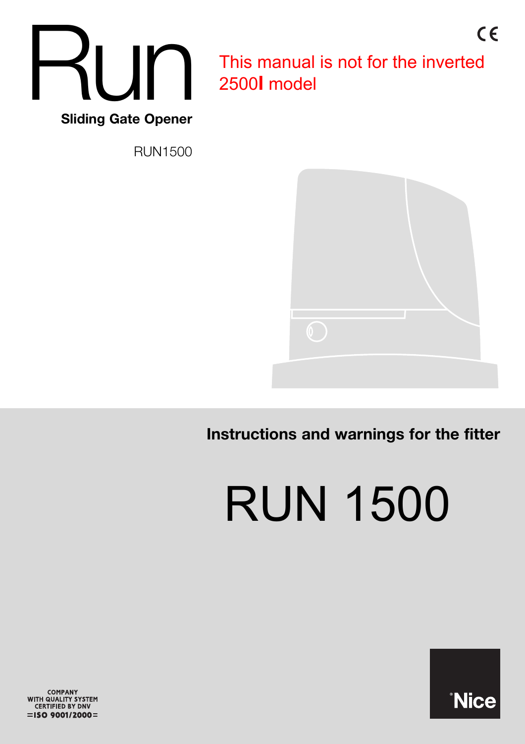# Run

**Sliding Gate Opener**

RUN1500

This manual is not for the inverted 2500I model

**Instructions and warnings for the fitter**

# RUN 1500

COMPANY WITH QUALITY SYSTEM CERTIFIED BY DNV =ISO 9001/2000=

Nice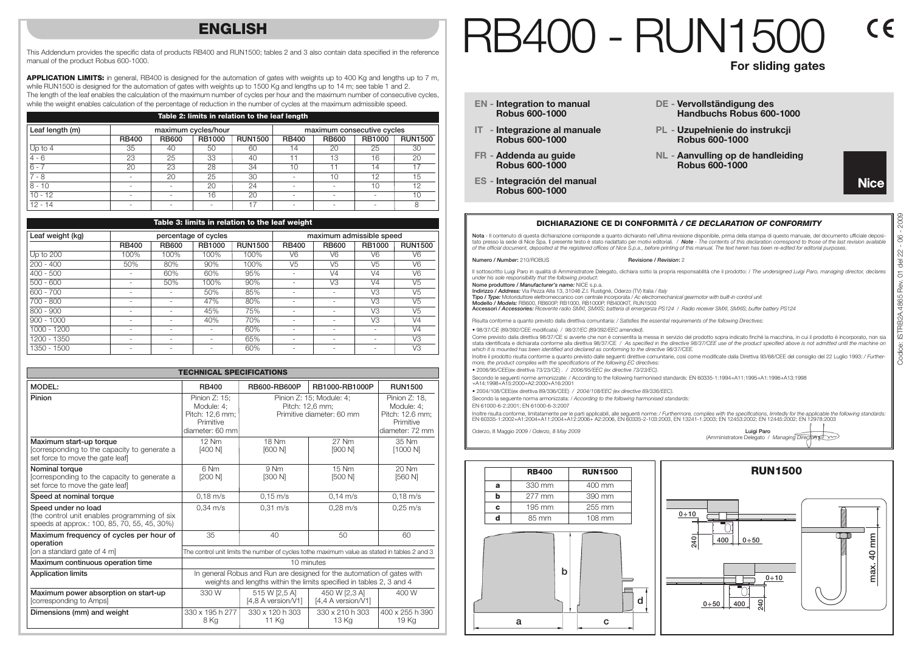# RB400 - RUN1500

**For sliding gates**

- **EN - Integration to manual Robus 600-1000**
- **IT - Integrazione al manuale Robus 600-1000**
- **FR - Addenda au guide Robus 600-1000**
- **ES - Integración del manual Robus 600-1000**
- **DE - Vervollständigung des Handbuchs Robus 600-1000**
- **PL - Uzupełnienie do instrukcji Robus 600-1000**
- **NL - Aanvulling op de handleiding Robus 600-1000**

## ENGLISH

This Addendum provides the specific data of products RB400 and RUN1500; tables 2 and 3 also contain data specified in the reference manual of the product Robus 600-1000.

**APPLICATION LIMITS:** in general, RB400 is designed for the automation of gates with weights up to 400 Kg and lengths up to 7 m, while RUN1500 is designed for the automation of gates with weights up to 1500 Kg and lengths up to 14 m; see table 1 and 2.
The length of the leaf enables the calculation of the maximum number of cycles per hour and the maximum number of consecutive cycles, while the weight enables calculation of the percentage of reduction in the number of cycles at the maximum admissible speed.

**Table 2: limits in relation to the leaf length**

| Leaf length (m) | maximum cycles/hour | | | | maximum consecutive cycles | | | |
|---|---|---|---|---|---|---|---|---|
| | RB400 | RB600 | RB1000 | RUN1500 | RB400 | RB600 | RB1000 | RUN1500 |
| Up to 4 | 35 | 40 | 50 | 60 | 14 | 20 | 25 | 30 |
| 4 - 6 | 23 | 25 | 33 | 40 | 11 | 13 | 16 | 20 |
| 6 - 7 | 20 | 23 | 28 | 34 | 10 | 11 | 14 | 17 |
| 7 - 8 | - | 20 | 25 | 30 | - | 10 | 12 | 15 |
| 8 - 10 | - | - | 20 | 24 | - | - | 10 | 12 |
| 10 - 12 | - | - | 16 | 20 | - | - | - | 10 |
| 12 - 14 | - | - | - | 17 | - | - | - | 8 |

**Table 3: limits in relation to the leaf weight**

| Leaf weight (kg) | percentage of cycles | | | | maximum admissible speed | | | |
|---|---|---|---|---|---|---|---|---|
| | RB400 | RB600 | RB1000 | RUN1500 | RB400 | RB600 | RB1000 | RUN1500 |
| Up to 200 | 100% | 100% | 100% | 100% | V6 | V6 | V6 | V6 |
| 200 - 400 | 50% | 80% | 90% | 100% | V5 | V5 | V5 | V6 |
| 400 - 500 | - | 60% | 60% | 95% | - | V4 | V4 | V6 |
| 500 - 600 | - | 50% | 100% | 90% | - | V3 | V4 | V5 |
| 600 - 700 | - | - | 50% | 85% | - | - | V3 | V5 |
| 700 - 800 | - | - | 47% | 80% | - | - | V3 | V5 |
| 800 - 900 | - | - | 45% | 75% | - | - | V3 | V5 |
| 900 - 1000 | - | - | 40% | 70% | - | - | V3 | V4 |
| 1000 - 1200 | - | - | - | 60% | - | - | - | V4 |
| 1200 - 1350 | - | - | - | 65% | - | - | - | V3 |
| 1350 - 1500 | - | - | - | 60% | - | - | - | V3 |

**TECHNICAL SPECIFICATIONS**

| MODEL: | RB400 | RB600-RB600P | RB1000-RB1000P | RUN1500 |
|---|---|---|---|---|
| Pinion | Pinion Z: 15; Module: 4; Pitch: 12,6 mm; Primitive diameter: 60 mm | Pinion Z: 15; Module: 4; Pitch: 12,6 mm; Primitive diameter: 60 mm | | Pinion Z: 18, Module: 4; Pitch: 12.6 mm; Primitive diameter: 72 mm |
| Maximum start-up torque [corresponding to the capacity to generate a set force to move the gate leaf] | 12 Nm [400 N] | 18 Nm [600 N] | 27 Nm [900 N] | 35 Nm [1000 N] |
| Nominal torque [corresponding to the capacity to generate a set force to move the gate leaf] | 6 Nm [200 N] | 9 Nm [300 N] | 15 Nm [500 N] | 20 Nm [560 N] |
| Speed at nominal torque | 0,18 m/s | 0,15 m/s | 0,14 m/s | 0,18 m/s |
| Speed under no load (the control unit enables programming of six speeds at approx.: 100, 85, 70, 55, 45, 30%) | 0,34 m/s | 0,31 m/s | 0,28 m/s | 0,25 m/s |
| Maximum frequency of cycles per hour of operation [on a standard gate of 4 m] | 35 | 40 | 50 | 60 |
| | The control unit limits the number of cycles tothe maximum value as stated in tables 2 and 3 | | | |
| Maximum continuous operation time | 10 minutes | | | |
| Application limits | In general Robus and Run are designed for the automation of gates with weights and lengths within the limits specified in tables 2, 3 and 4 | | | |
| Maximum power absorption on start-up [corresponding to Amps] | 330 W | 515 W [2,5 A] [4,8 A version/V1] | 450 W [2,3 A] [4,4 A version/V1] | 400 W |
| Dimensions (mm) and weight | 330 x 195 h 277 8 Kg | 330 x 120 h 303 11 Kg | 330 x 210 h 303 13 Kg | 400 x 255 h 390 19 Kg |

| | RB400 | RUN1500 |
|---|---|---|
| a | 330 mm | 400 mm |
| b | 277 mm | 390 mm |
| c | 195 mm | 255 mm |
| d | 85 mm | 108 mm |

**RUN1500**

0÷10 — 240 — 400 — 0÷50 — max. 40 mm

### DICHIARAZIONE CE DI CONFORMITÀ / *CE DECLARATION OF CONFORMITY*

**Nota** - Il contenuto di questa dichiarazione corrisponde a quanto dichiarato nell'ultima revisione disponibile, prima della stampa di questo manuale, del documento ufficiale depositato presso la sede di Nice Spa. Il presente testo è stato riadattato per motivi editoriali. / ***Note*** *- The contents of this declaration correspond to those of the last revision available of the official document, deposited at the registered offices of Nice S.p.a., before printing of this manual. The text herein has been re-edited for editorial purposes.*

Numero / *Number*: 210/ROBUS Revisione / *Revision*: 2

Il sottoscritto Luigi Paro in qualità di Amministratore Delegato, dichiara sotto la propria responsabilità che il prodotto: / *The undersigned Luigi Paro, managing director, declares under his sole responsibility that the following product:*

**Nome produttore / *Manufacturer's name:*** NICE s.p.a.
**Indirizzo / *Address:*** Via Pezza Alta 13, 31046 Z.I. Rustignè, Oderzo (TV) Italia / *Italy*
**Tipo / *Type:*** Motoriduttore elettromeccanico con centrale incorporata / *Ac electromechanical gearmotor with built-in control unit*
**Modello / *Models:*** RB600, RB600P, RB1000, RB1000P, RB400KIT, RUN1500
**Accessori / *Accessories:*** Ricevente radio SMXI, SMXIS; batteria di emergenza PS124 / *Radio receiver SMXI, SMXIS; buffer battery PS124*

Risulta conforme a quanto previsto dalla direttiva comunitaria: / *Satisfies the essential requirements of the following Directives:*

• 98/37/CE (89/392/CEE modificata) / *98/37/EC (89/392/EEC amended).*

Come previsto dalla direttiva 98/37/CE si avverte che non è consentita la messa in servizio del prodotto sopra indicato finché la macchina, in cui il prodotto è incorporato, non sia stata identificata e dichiarata conforme alla direttiva 98/37/CE / *As specified in the directive 98/37/CEE use of the product specified above is not admitted until the machine on which it is mounted has been identified and declared as conforming to the directive 98/37/CEE.*

Inoltre il prodotto risulta conforme a quanto previsto dalle seguenti direttive comunitarie, così come modificate dalla Direttiva 93/68/CEE del consiglio del 22 Luglio 1993: / *Furthermore, the product complies with the specifications of the following EC directives:*

• 2006/95/CEE(ex direttiva 73/23/CE) . / *2006/95/EEC (ex directive 73/23/EC).*

Secondo le seguenti norme armonizzate: / According to the following harmonised standards: EN 60335-1:1994+A11:1995+A1:1996+A13:1998 +A14:1998+A15:2000+A2:2000+A16:2001

• 2004/108/CEE(ex direttiva 89/336/CEE) / *2004/108/EEC (ex directive 89/336/EEC).*

Secondo la seguente norma armonizzata: / *According to the following harmonised standards:*
EN 61000-6-2:2001; EN 61000-6-3:2007

Inoltre risulta conforme, limitatamente per le parti applicabili, alle seguenti norme: / *Furthermore, complies with the specifications, limitedly for the applicable the following standards:* EN 60335-1:2002+A1:2004+A11:2004+A12:2006+ A2:2006, EN 60335-2-103:2003, EN 13241-1:2003; EN 12453:2002; EN 12445:2002; EN 12978:2003

Oderzo, 8 Maggio 2009 / *Oderzo, 8 May 2009*

**Luigi Paro**
(Amministratore Delegato / *Managing Director*)

Codice: ISTRB2A.4965 Rev. 01 del 22 - 06 - 2009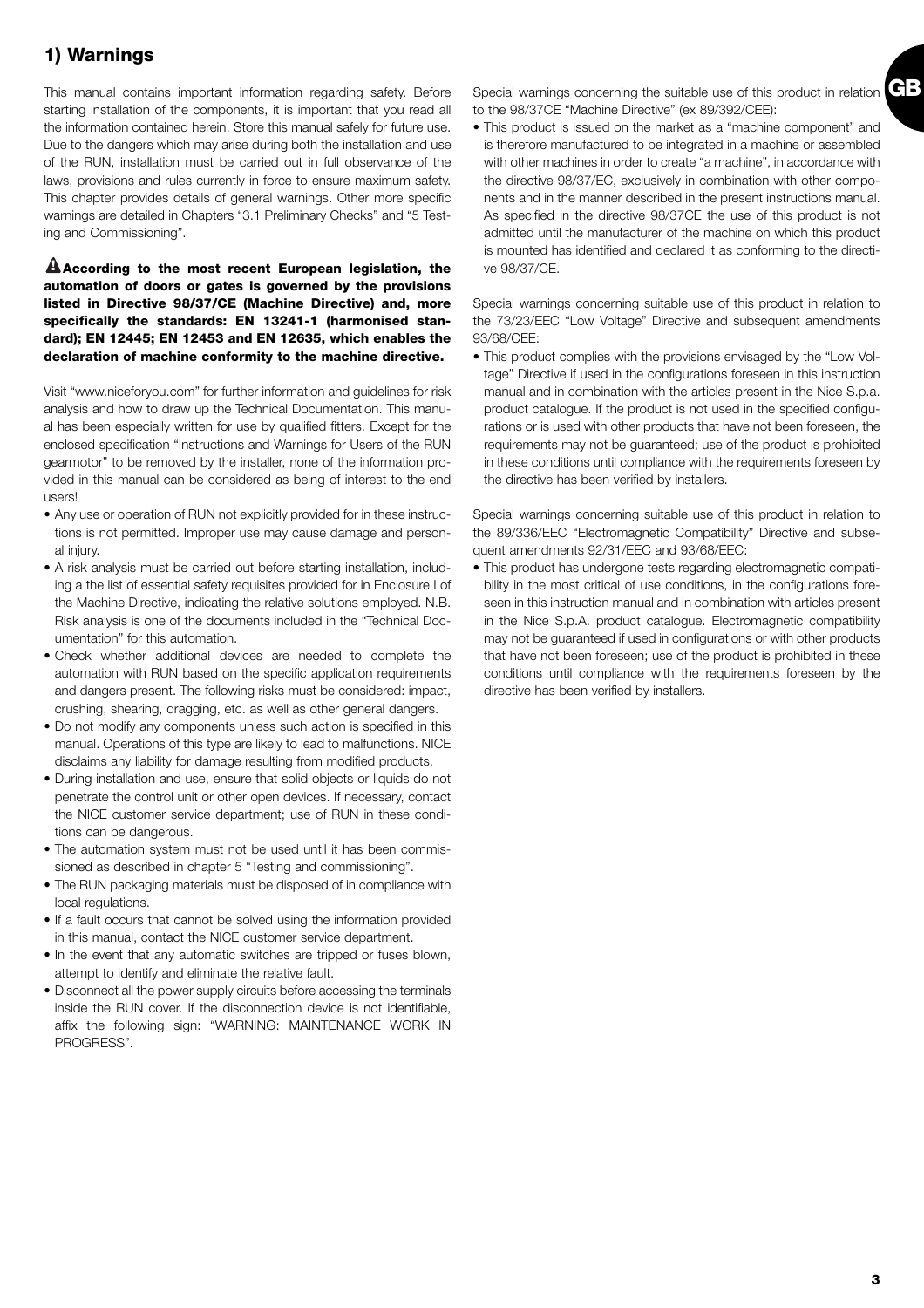## 1) Warnings

This manual contains important information regarding safety. Before starting installation of the components, it is important that you read all the information contained herein. Store this manual safely for future use. Due to the dangers which may arise during both the installation and use of the RUN, installation must be carried out in full observance of the laws, provisions and rules currently in force to ensure maximum safety. This chapter provides details of general warnings. Other more specific warnings are detailed in Chapters "3.1 Preliminary Checks" and "5 Testing and Commissioning".

**⚠ According to the most recent European legislation, the automation of doors or gates is governed by the provisions listed in Directive 98/37/CE (Machine Directive) and, more specifically the standards: EN 13241-1 (harmonised standard); EN 12445; EN 12453 and EN 12635, which enables the declaration of machine conformity to the machine directive.**

Visit "www.niceforyou.com" for further information and guidelines for risk analysis and how to draw up the Technical Documentation. This manual has been especially written for use by qualified fitters. Except for the enclosed specification "Instructions and Warnings for Users of the RUN gearmotor" to be removed by the installer, none of the information provided in this manual can be considered as being of interest to the end users!

- Any use or operation of RUN not explicitly provided for in these instructions is not permitted. Improper use may cause damage and personal injury.
- A risk analysis must be carried out before starting installation, including a the list of essential safety requisites provided for in Enclosure I of the Machine Directive, indicating the relative solutions employed. N.B. Risk analysis is one of the documents included in the "Technical Documentation" for this automation.
- Check whether additional devices are needed to complete the automation with RUN based on the specific application requirements and dangers present. The following risks must be considered: impact, crushing, shearing, dragging, etc. as well as other general dangers.
- Do not modify any components unless such action is specified in this manual. Operations of this type are likely to lead to malfunctions. NICE disclaims any liability for damage resulting from modified products.
- During installation and use, ensure that solid objects or liquids do not penetrate the control unit or other open devices. If necessary, contact the NICE customer service department; use of RUN in these conditions can be dangerous.
- The automation system must not be used until it has been commissioned as described in chapter 5 "Testing and commissioning".
- The RUN packaging materials must be disposed of in compliance with local regulations.
- If a fault occurs that cannot be solved using the information provided in this manual, contact the NICE customer service department.
- In the event that any automatic switches are tripped or fuses blown, attempt to identify and eliminate the relative fault.
- Disconnect all the power supply circuits before accessing the terminals inside the RUN cover. If the disconnection device is not identifiable, affix the following sign: "WARNING: MAINTENANCE WORK IN PROGRESS".

Special warnings concerning the suitable use of this product in relation to the 98/37CE "Machine Directive" (ex 89/392/CEE):

- This product is issued on the market as a "machine component" and is therefore manufactured to be integrated in a machine or assembled with other machines in order to create "a machine", in accordance with the directive 98/37/EC, exclusively in combination with other components and in the manner described in the present instructions manual. As specified in the directive 98/37CE the use of this product is not admitted until the manufacturer of the machine on which this product is mounted has identified and declared it as conforming to the directive 98/37/CE.

Special warnings concerning suitable use of this product in relation to the 73/23/EEC "Low Voltage" Directive and subsequent amendments 93/68/CEE:

- This product complies with the provisions envisaged by the "Low Voltage" Directive if used in the configurations foreseen in this instruction manual and in combination with the articles present in the Nice S.p.a. product catalogue. If the product is not used in the specified configurations or is used with other products that have not been foreseen, the requirements may not be guaranteed; use of the product is prohibited in these conditions until compliance with the requirements foreseen by the directive has been verified by installers.

Special warnings concerning suitable use of this product in relation to the 89/336/EEC "Electromagnetic Compatibility" Directive and subsequent amendments 92/31/EEC and 93/68/EEC:

- This product has undergone tests regarding electromagnetic compatibility in the most critical of use conditions, in the configurations foreseen in this instruction manual and in combination with articles present in the Nice S.p.A. product catalogue. Electromagnetic compatibility may not be guaranteed if used in configurations or with other products that have not been foreseen; use of the product is prohibited in these conditions until compliance with the requirements foreseen by the directive has been verified by installers.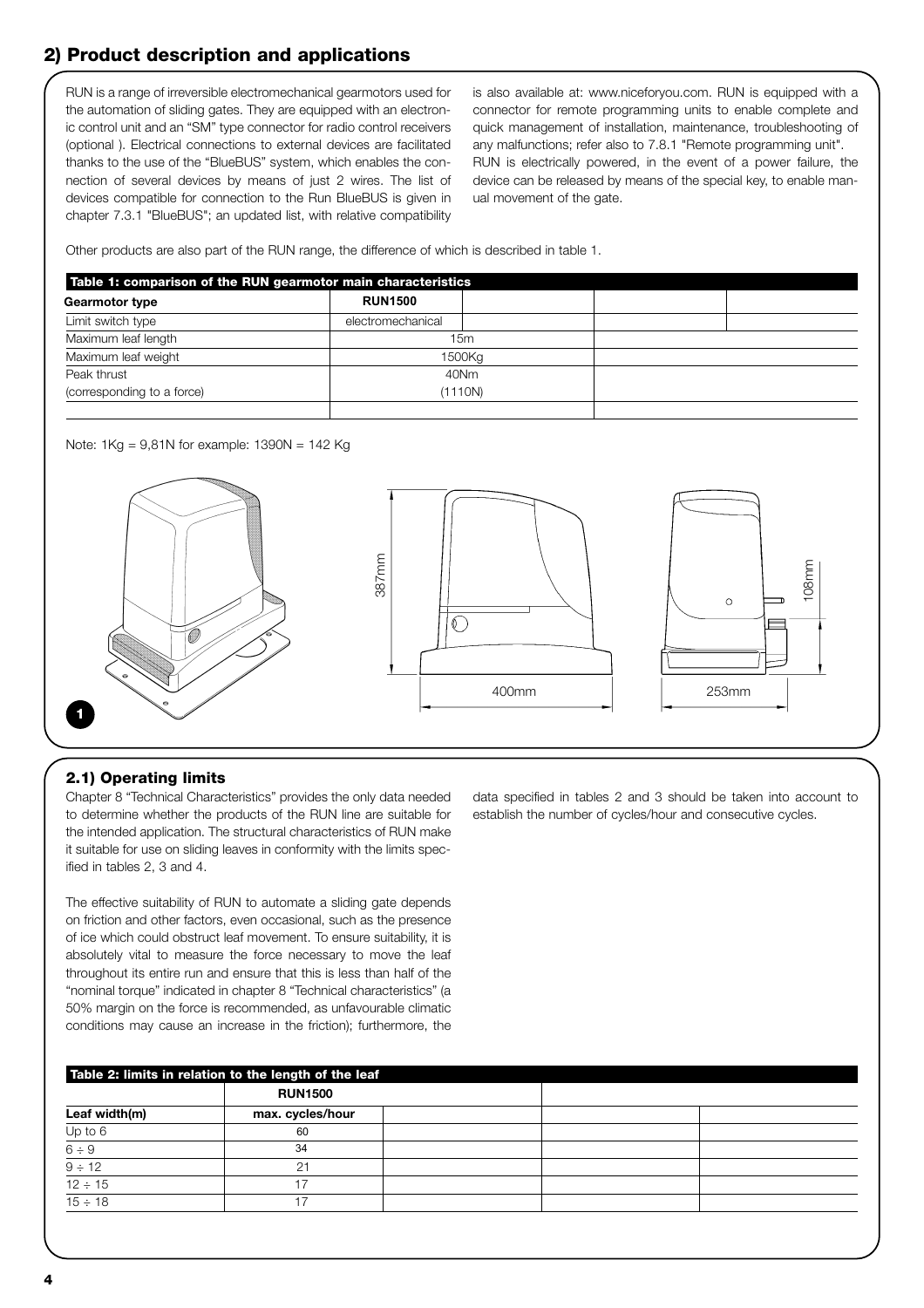## 2) Product description and applications

RUN is a range of irreversible electromechanical gearmotors used for the automation of sliding gates. They are equipped with an electronic control unit and an "SM" type connector for radio control receivers (optional ). Electrical connections to external devices are facilitated thanks to the use of the "BlueBUS" system, which enables the connection of several devices by means of just 2 wires. The list of devices compatible for connection to the Run BlueBUS is given in chapter 7.3.1 "BlueBUS"; an updated list, with relative compatibility is also available at: www.niceforyou.com. RUN is equipped with a connector for remote programming units to enable complete and quick management of installation, maintenance, troubleshooting of any malfunctions; refer also to 7.8.1 "Remote programming unit".
RUN is electrically powered, in the event of a power failure, the device can be released by means of the special key, to enable manual movement of the gate.

Other products are also part of the RUN range, the difference of which is described in table 1.

**Table 1: comparison of the RUN gearmotor main characteristics**

| Gearmotor type | RUN1500 | | | |
|---|---|---|---|---|
| Limit switch type | electromechanical | | | |
| Maximum leaf length | 15m | | | |
| Maximum leaf weight | 1500Kg | | | |
| Peak thrust (corresponding to a force) | 40Nm (1110N) | | | |
| | | | | |

Note: 1Kg = 9,81N for example: 1390N = 142 Kg

387mm
400mm
108mm
253mm

1

### 2.1) Operating limits

Chapter 8 "Technical Characteristics" provides the only data needed to determine whether the products of the RUN line are suitable for the intended application. The structural characteristics of RUN make it suitable for use on sliding leaves in conformity with the limits specified in tables 2, 3 and 4.

The effective suitability of RUN to automate a sliding gate depends on friction and other factors, even occasional, such as the presence of ice which could obstruct leaf movement. To ensure suitability, it is absolutely vital to measure the force necessary to move the leaf throughout its entire run and ensure that this is less than half of the "nominal torque" indicated in chapter 8 "Technical characteristics" (a 50% margin on the force is recommended, as unfavourable climatic conditions may cause an increase in the friction); furthermore, the data specified in tables 2 and 3 should be taken into account to establish the number of cycles/hour and consecutive cycles.

**Table 2: limits in relation to the length of the leaf**

| | RUN1500 | | | |
|---|---|---|---|---|
| Leaf width(m) | max. cycles/hour | | | |
| Up to 6 | 60 | | | |
| 6 ÷ 9 | 34 | | | |
| 9 ÷ 12 | 21 | | | |
| 12 ÷ 15 | 17 | | | |
| 15 ÷ 18 | 17 | | | |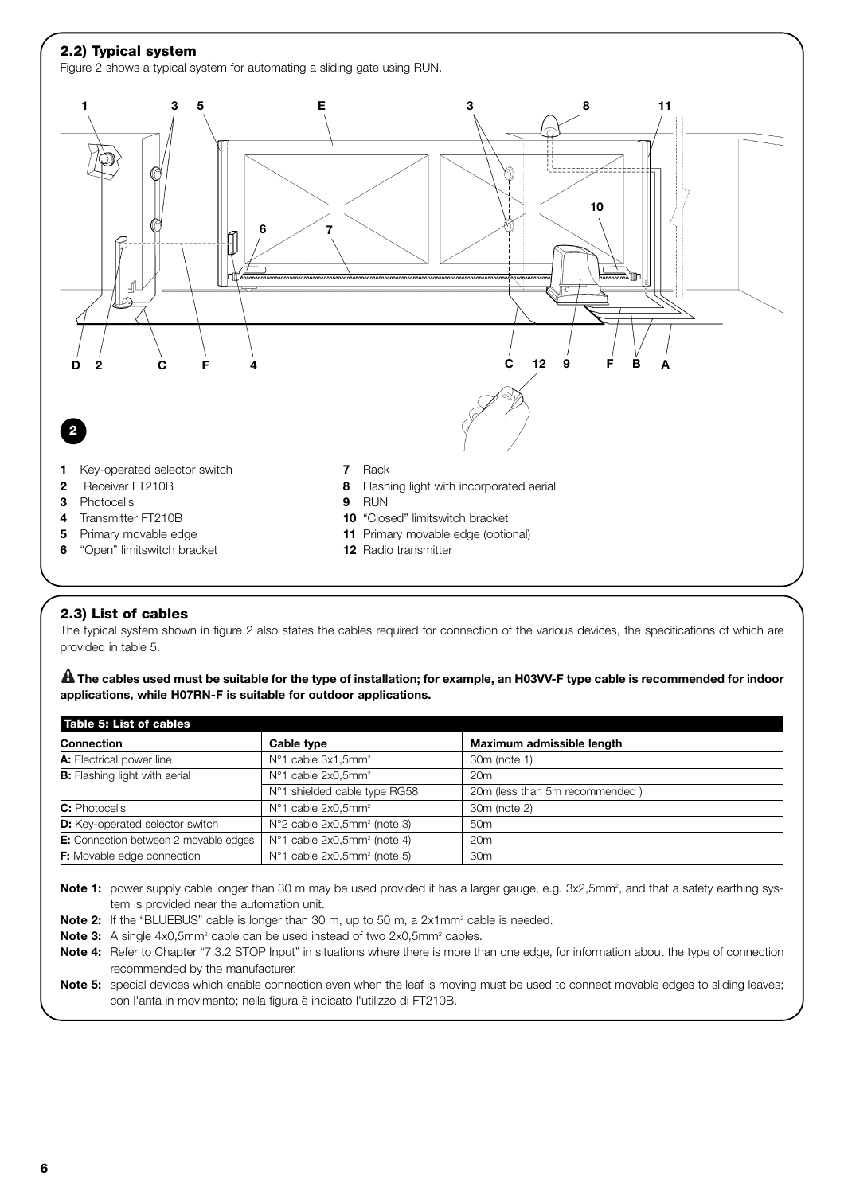## 2.2) Typical system

Figure 2 shows a typical system for automating a sliding gate using RUN.

**2**

1. Key-operated selector switch
2. Receiver FT210B
3. Photocells
4. Transmitter FT210B
5. Primary movable edge
6. "Open" limitswitch bracket
7. Rack
8. Flashing light with incorporated aerial
9. RUN
10. "Closed" limitswitch bracket
11. Primary movable edge (optional)
12. Radio transmitter

## 2.3) List of cables

The typical system shown in figure 2 also states the cables required for connection of the various devices, the specifications of which are provided in table 5.

⚠ **The cables used must be suitable for the type of installation; for example, an H03VV-F type cable is recommended for indoor applications, while H07RN-F is suitable for outdoor applications.**

**Table 5: List of cables**

| Connection | Cable type | Maximum admissible length |
|---|---|---|
| **A:** Electrical power line | N°1 cable 3x1,5mm² | 30m (note 1) |
| **B:** Flashing light with aerial | N°1 cable 2x0,5mm² | 20m |
| | N°1 shielded cable type RG58 | 20m (less than 5m recommended ) |
| **C:** Photocells | N°1 cable 2x0,5mm² | 30m (note 2) |
| **D:** Key-operated selector switch | N°2 cable 2x0,5mm² (note 3) | 50m |
| **E:** Connection between 2 movable edges | N°1 cable 2x0,5mm² (note 4) | 20m |
| **F:** Movable edge connection | N°1 cable 2x0,5mm² (note 5) | 30m |

**Note 1:** power supply cable longer than 30 m may be used provided it has a larger gauge, e.g. 3x2,5mm², and that a safety earthing system is provided near the automation unit.

**Note 2:** If the "BLUEBUS" cable is longer than 30 m, up to 50 m, a 2x1mm² cable is needed.

**Note 3:** A single 4x0,5mm² cable can be used instead of two 2x0,5mm² cables.

**Note 4:** Refer to Chapter "7.3.2 STOP Input" in situations where there is more than one edge, for information about the type of connection recommended by the manufacturer.

**Note 5:** special devices which enable connection even when the leaf is moving must be used to connect movable edges to sliding leaves; con l'anta in movimento; nella figura è indicato l'utilizzo di FT210B.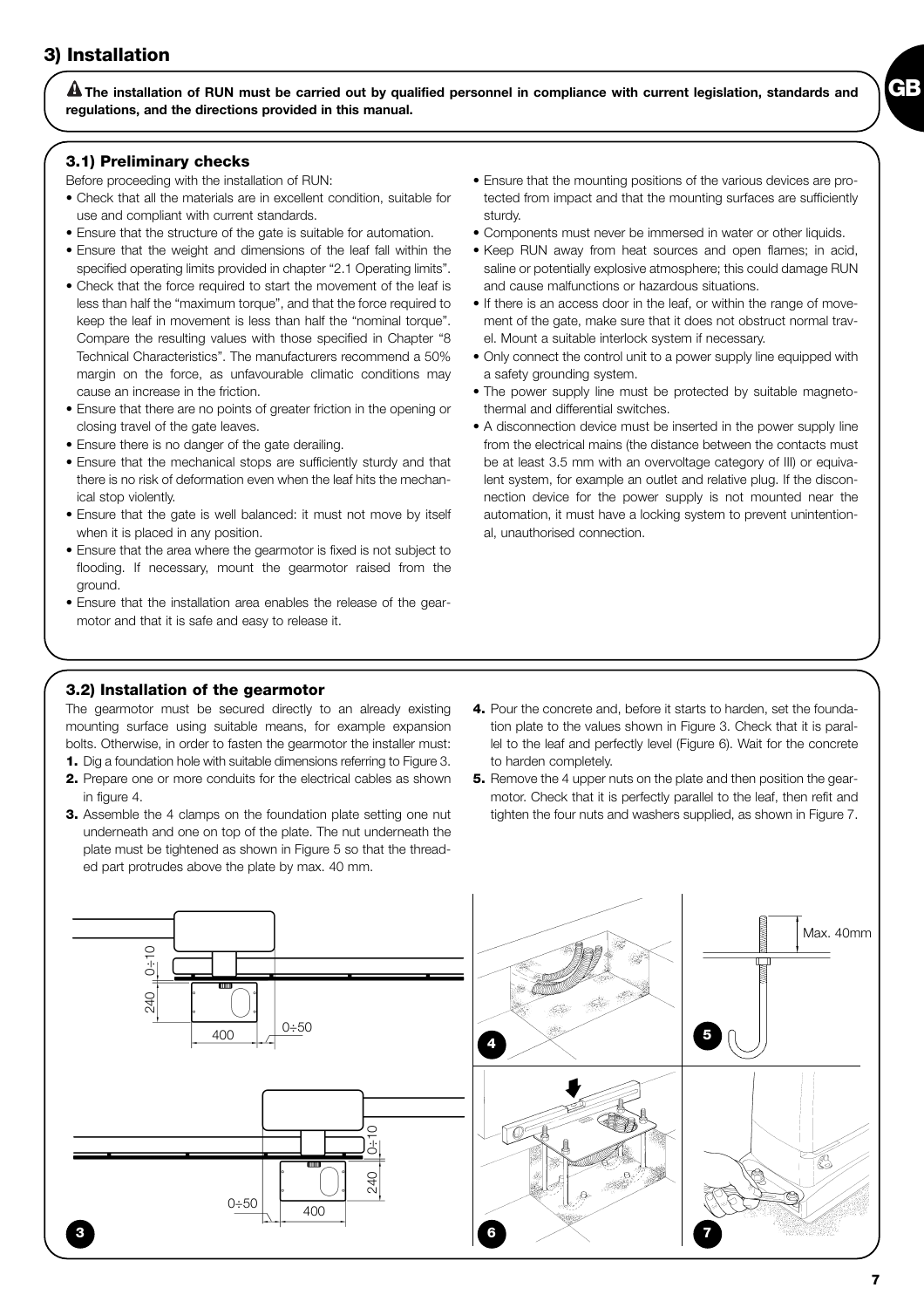# 3) Installation

**⚠ The installation of RUN must be carried out by qualified personnel in compliance with current legislation, standards and regulations, and the directions provided in this manual.**

### 3.1) Preliminary checks

Before proceeding with the installation of RUN:

- Check that all the materials are in excellent condition, suitable for use and compliant with current standards.
- Ensure that the structure of the gate is suitable for automation.
- Ensure that the weight and dimensions of the leaf fall within the specified operating limits provided in chapter "2.1 Operating limits".
- Check that the force required to start the movement of the leaf is less than half the "maximum torque", and that the force required to keep the leaf in movement is less than half the "nominal torque". Compare the resulting values with those specified in Chapter "8 Technical Characteristics". The manufacturers recommend a 50% margin on the force, as unfavourable climatic conditions may cause an increase in the friction.
- Ensure that there are no points of greater friction in the opening or closing travel of the gate leaves.
- Ensure there is no danger of the gate derailing.
- Ensure that the mechanical stops are sufficiently sturdy and that there is no risk of deformation even when the leaf hits the mechanical stop violently.
- Ensure that the gate is well balanced: it must not move by itself when it is placed in any position.
- Ensure that the area where the gearmotor is fixed is not subject to flooding. If necessary, mount the gearmotor raised from the ground.
- Ensure that the installation area enables the release of the gearmotor and that it is safe and easy to release it.
- Ensure that the mounting positions of the various devices are protected from impact and that the mounting surfaces are sufficiently sturdy.
- Components must never be immersed in water or other liquids.
- Keep RUN away from heat sources and open flames; in acid, saline or potentially explosive atmosphere; this could damage RUN and cause malfunctions or hazardous situations.
- If there is an access door in the leaf, or within the range of movement of the gate, make sure that it does not obstruct normal travel. Mount a suitable interlock system if necessary.
- Only connect the control unit to a power supply line equipped with a safety grounding system.
- The power supply line must be protected by suitable magnetothermal and differential switches.
- A disconnection device must be inserted in the power supply line from the electrical mains (the distance between the contacts must be at least 3.5 mm with an overvoltage category of III) or equivalent system, for example an outlet and relative plug. If the disconnection device for the power supply is not mounted near the automation, it must have a locking system to prevent unintentional, unauthorised connection.

### 3.2) Installation of the gearmotor

The gearmotor must be secured directly to an already existing mounting surface using suitable means, for example expansion bolts. Otherwise, in order to fasten the gearmotor the installer must:

1. Dig a foundation hole with suitable dimensions referring to Figure 3.
2. Prepare one or more conduits for the electrical cables as shown in figure 4.
3. Assemble the 4 clamps on the foundation plate setting one nut underneath and one on top of the plate. The nut underneath the plate must be tightened as shown in Figure 5 so that the threaded part protrudes above the plate by max. 40 mm.
4. Pour the concrete and, before it starts to harden, set the foundation plate to the values shown in Figure 3. Check that it is parallel to the leaf and perfectly level (Figure 6). Wait for the concrete to harden completely.
5. Remove the 4 upper nuts on the plate and then position the gearmotor. Check that it is perfectly parallel to the leaf, then refit and tighten the four nuts and washers supplied, as shown in Figure 7.

3

4

Max. 40mm

5

6

7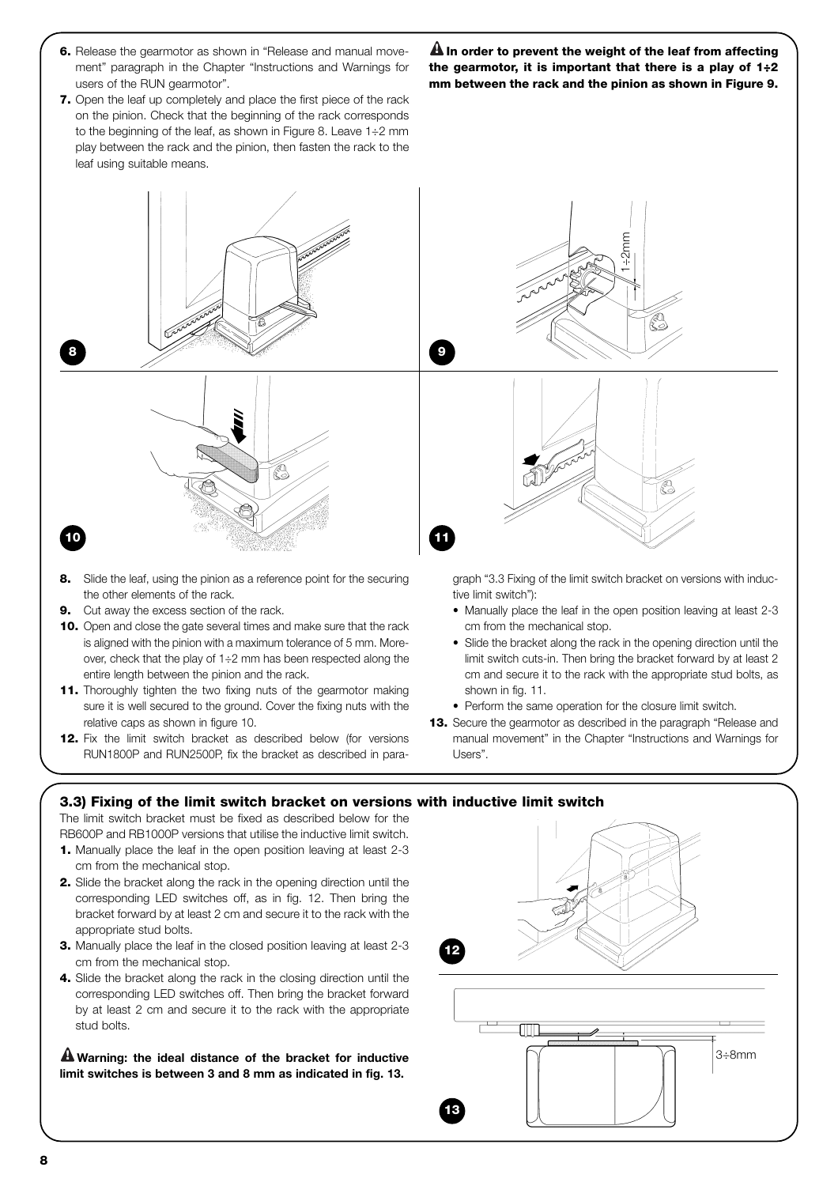6. Release the gearmotor as shown in "Release and manual movement" paragraph in the Chapter "Instructions and Warnings for users of the RUN gearmotor".
7. Open the leaf up completely and place the first piece of the rack on the pinion. Check that the beginning of the rack corresponds to the beginning of the leaf, as shown in Figure 8. Leave 1÷2 mm play between the rack and the pinion, then fasten the rack to the leaf using suitable means.

⚠ **In order to prevent the weight of the leaf from affecting the gearmotor, it is important that there is a play of 1÷2 mm between the rack and the pinion as shown in Figure 9.**

8. Slide the leaf, using the pinion as a reference point for the securing the other elements of the rack.
9. Cut away the excess section of the rack.
10. Open and close the gate several times and make sure that the rack is aligned with the pinion with a maximum tolerance of 5 mm. Moreover, check that the play of 1÷2 mm has been respected along the entire length between the pinion and the rack.
11. Thoroughly tighten the two fixing nuts of the gearmotor making sure it is well secured to the ground. Cover the fixing nuts with the relative caps as shown in figure 10.
12. Fix the limit switch bracket as described below (for versions RUN1800P and RUN2500P, fix the bracket as described in paragraph "3.3 Fixing of the limit switch bracket on versions with inductive limit switch"):
    - Manually place the leaf in the open position leaving at least 2-3 cm from the mechanical stop.
    - Slide the bracket along the rack in the opening direction until the limit switch cuts-in. Then bring the bracket forward by at least 2 cm and secure it to the rack with the appropriate stud bolts, as shown in fig. 11.
    - Perform the same operation for the closure limit switch.
13. Secure the gearmotor as described in the paragraph "Release and manual movement" in the Chapter "Instructions and Warnings for Users".

### 3.3) Fixing of the limit switch bracket on versions with inductive limit switch

The limit switch bracket must be fixed as described below for the RB600P and RB1000P versions that utilise the inductive limit switch.

1. Manually place the leaf in the open position leaving at least 2-3 cm from the mechanical stop.
2. Slide the bracket along the rack in the opening direction until the corresponding LED switches off, as in fig. 12. Then bring the bracket forward by at least 2 cm and secure it to the rack with the appropriate stud bolts.
3. Manually place the leaf in the closed position leaving at least 2-3 cm from the mechanical stop.
4. Slide the bracket along the rack in the closing direction until the corresponding LED switches off. Then bring the bracket forward by at least 2 cm and secure it to the rack with the appropriate stud bolts.

⚠ **Warning: the ideal distance of the bracket for inductive limit switches is between 3 and 8 mm as indicated in fig. 13.**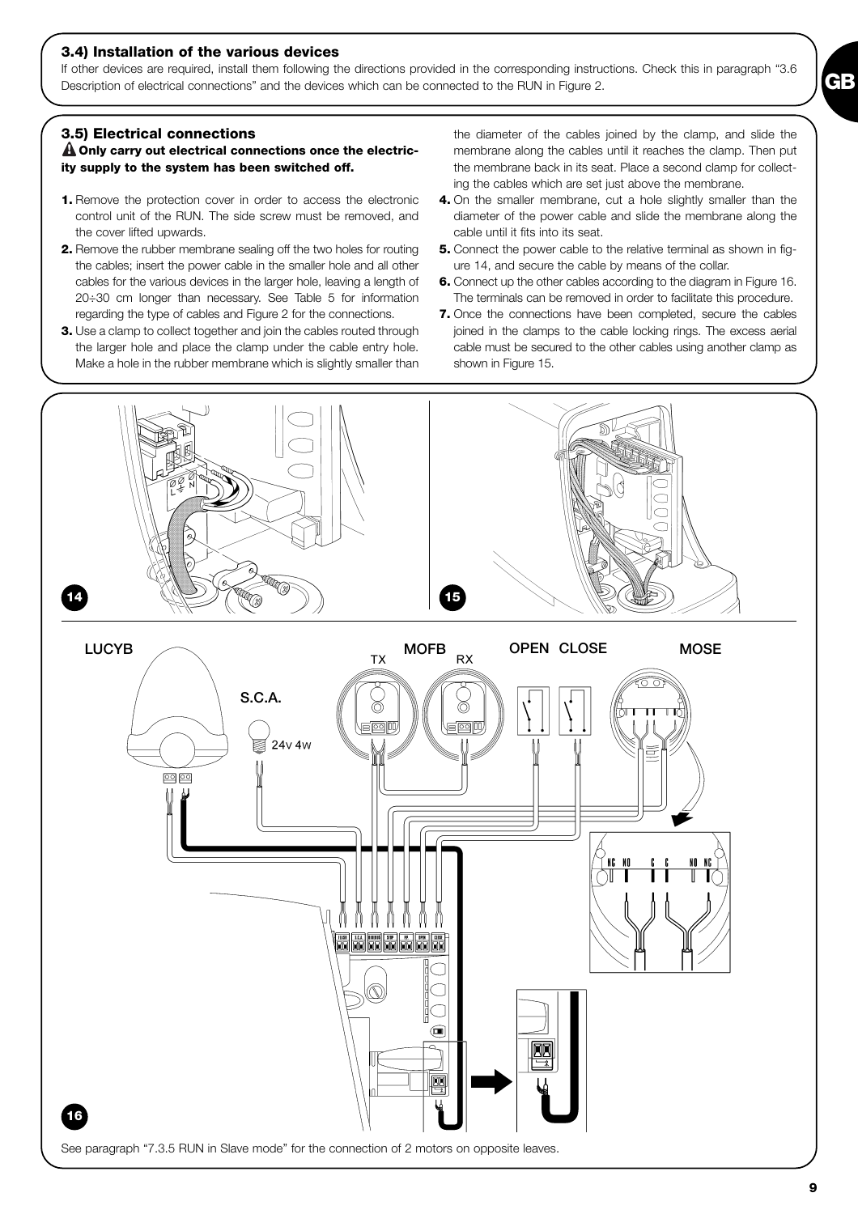### 3.4) Installation of the various devices

If other devices are required, install them following the directions provided in the corresponding instructions. Check this in paragraph "3.6 Description of electrical connections" and the devices which can be connected to the RUN in Figure 2.

### 3.5) Electrical connections

**⚠ Only carry out electrical connections once the electricity supply to the system has been switched off.**

1. Remove the protection cover in order to access the electronic control unit of the RUN. The side screw must be removed, and the cover lifted upwards.
2. Remove the rubber membrane sealing off the two holes for routing the cables; insert the power cable in the smaller hole and all other cables for the various devices in the larger hole, leaving a length of 20÷30 cm longer than necessary. See Table 5 for information regarding the type of cables and Figure 2 for the connections.
3. Use a clamp to collect together and join the cables routed through the larger hole and place the clamp under the cable entry hole. Make a hole in the rubber membrane which is slightly smaller than the diameter of the cables joined by the clamp, and slide the membrane along the cables until it reaches the clamp. Then put the membrane back in its seat. Place a second clamp for collecting the cables which are set just above the membrane.
4. On the smaller membrane, cut a hole slightly smaller than the diameter of the power cable and slide the membrane along the cable until it fits into its seat.
5. Connect the power cable to the relative terminal as shown in figure 14, and secure the cable by means of the collar.
6. Connect up the other cables according to the diagram in Figure 16. The terminals can be removed in order to facilitate this procedure.
7. Once the connections have been completed, secure the cables joined in the clamps to the cable locking rings. The excess aerial cable must be secured to the other cables using another clamp as shown in Figure 15.

14

15

16

See paragraph "7.3.5 RUN in Slave mode" for the connection of 2 motors on opposite leaves.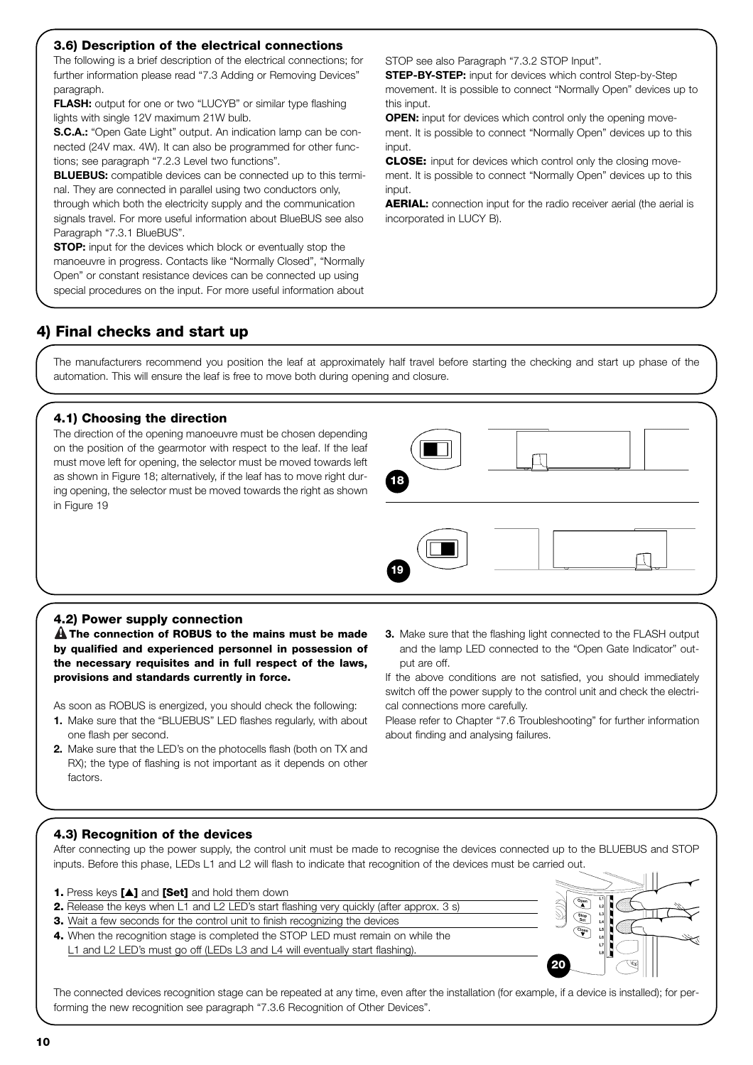### 3.6) Description of the electrical connections

The following is a brief description of the electrical connections; for further information please read "7.3 Adding or Removing Devices" paragraph.

**FLASH:** output for one or two "LUCYB" or similar type flashing lights with single 12V maximum 21W bulb.

**S.C.A.:** "Open Gate Light" output. An indication lamp can be connected (24V max. 4W). It can also be programmed for other functions; see paragraph "7.2.3 Level two functions".

**BLUEBUS:** compatible devices can be connected up to this terminal. They are connected in parallel using two conductors only, through which both the electricity supply and the communication signals travel. For more useful information about BlueBUS see also Paragraph "7.3.1 BlueBUS".

**STOP:** input for the devices which block or eventually stop the manoeuvre in progress. Contacts like "Normally Closed", "Normally Open" or constant resistance devices can be connected up using special procedures on the input. For more useful information about STOP see also Paragraph "7.3.2 STOP Input".

**STEP-BY-STEP:** input for devices which control Step-by-Step movement. It is possible to connect "Normally Open" devices up to this input.

**OPEN:** input for devices which control only the opening movement. It is possible to connect "Normally Open" devices up to this input.

**CLOSE:** input for devices which control only the closing movement. It is possible to connect "Normally Open" devices up to this input.

**AERIAL:** connection input for the radio receiver aerial (the aerial is incorporated in LUCY B).

## 4) Final checks and start up

The manufacturers recommend you position the leaf at approximately half travel before starting the checking and start up phase of the automation. This will ensure the leaf is free to move both during opening and closure.

### 4.1) Choosing the direction

The direction of the opening manoeuvre must be chosen depending on the position of the gearmotor with respect to the leaf. If the leaf must move left for opening, the selector must be moved towards left as shown in Figure 18; alternatively, if the leaf has to move right during opening, the selector must be moved towards the right as shown in Figure 19

18

19

### 4.2) Power supply connection

⚠ **The connection of ROBUS to the mains must be made by qualified and experienced personnel in possession of the necessary requisites and in full respect of the laws, provisions and standards currently in force.**

As soon as ROBUS is energized, you should check the following:

1. Make sure that the "BLUEBUS" LED flashes regularly, with about one flash per second.
2. Make sure that the LED's on the photocells flash (both on TX and RX); the type of flashing is not important as it depends on other factors.
3. Make sure that the flashing light connected to the FLASH output and the lamp LED connected to the "Open Gate Indicator" output are off.

If the above conditions are not satisfied, you should immediately switch off the power supply to the control unit and check the electrical connections more carefully.

Please refer to Chapter "7.6 Troubleshooting" for further information about finding and analysing failures.

### 4.3) Recognition of the devices

After connecting up the power supply, the control unit must be made to recognise the devices connected up to the BLUEBUS and STOP inputs. Before this phase, LEDs L1 and L2 will flash to indicate that recognition of the devices must be carried out.

1. Press keys **[▲]** and **[Set]** and hold them down
2. Release the keys when L1 and L2 LED's start flashing very quickly (after approx. 3 s)
3. Wait a few seconds for the control unit to finish recognizing the devices
4. When the recognition stage is completed the STOP LED must remain on while the L1 and L2 LED's must go off (LEDs L3 and L4 will eventually start flashing).

20

The connected devices recognition stage can be repeated at any time, even after the installation (for example, if a device is installed); for performing the new recognition see paragraph "7.3.6 Recognition of Other Devices".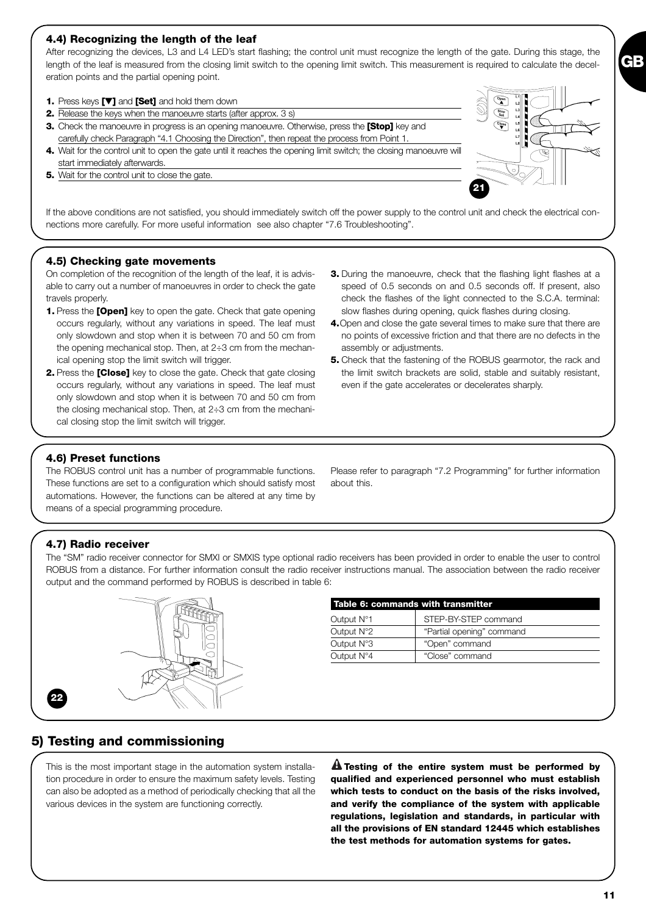### 4.4) Recognizing the length of the leaf

After recognizing the devices, L3 and L4 LED's start flashing; the control unit must recognize the length of the gate. During this stage, the length of the leaf is measured from the closing limit switch to the opening limit switch. This measurement is required to calculate the deceleration points and the partial opening point.

1. Press keys **[▼]** and **[Set]** and hold them down
2. Release the keys when the manoeuvre starts (after approx. 3 s)
3. Check the manoeuvre in progress is an opening manoeuvre. Otherwise, press the **[Stop]** key and carefully check Paragraph "4.1 Choosing the Direction", then repeat the process from Point 1.
4. Wait for the control unit to open the gate until it reaches the opening limit switch; the closing manoeuvre will start immediately afterwards.
5. Wait for the control unit to close the gate.

21

If the above conditions are not satisfied, you should immediately switch off the power supply to the control unit and check the electrical connections more carefully. For more useful information see also chapter "7.6 Troubleshooting".

### 4.5) Checking gate movements

On completion of the recognition of the length of the leaf, it is advisable to carry out a number of manoeuvres in order to check the gate travels properly.

1. Press the **[Open]** key to open the gate. Check that gate opening occurs regularly, without any variations in speed. The leaf must only slowdown and stop when it is between 70 and 50 cm from the opening mechanical stop. Then, at 2÷3 cm from the mechanical opening stop the limit switch will trigger.
2. Press the **[Close]** key to close the gate. Check that gate closing occurs regularly, without any variations in speed. The leaf must only slowdown and stop when it is between 70 and 50 cm from the closing mechanical stop. Then, at 2÷3 cm from the mechanical closing stop the limit switch will trigger.
3. During the manoeuvre, check that the flashing light flashes at a speed of 0.5 seconds on and 0.5 seconds off. If present, also check the flashes of the light connected to the S.C.A. terminal: slow flashes during opening, quick flashes during closing.
4. Open and close the gate several times to make sure that there are no points of excessive friction and that there are no defects in the assembly or adjustments.
5. Check that the fastening of the ROBUS gearmotor, the rack and the limit switch brackets are solid, stable and suitably resistant, even if the gate accelerates or decelerates sharply.

### 4.6) Preset functions

The ROBUS control unit has a number of programmable functions. These functions are set to a configuration which should satisfy most automations. However, the functions can be altered at any time by means of a special programming procedure.

Please refer to paragraph "7.2 Programming" for further information about this.

### 4.7) Radio receiver

The "SM" radio receiver connector for SMXI or SMXIS type optional radio receivers has been provided in order to enable the user to control ROBUS from a distance. For further information consult the radio receiver instructions manual. The association between the radio receiver output and the command performed by ROBUS is described in table 6:

22

| Table 6: commands with transmitter | |
|---|---|
| Output N°1 | STEP-BY-STEP command |
| Output N°2 | "Partial opening" command |
| Output N°3 | "Open" command |
| Output N°4 | "Close" command |

## 5) Testing and commissioning

This is the most important stage in the automation system installation procedure in order to ensure the maximum safety levels. Testing can also be adopted as a method of periodically checking that all the various devices in the system are functioning correctly.

**⚠ Testing of the entire system must be performed by qualified and experienced personnel who must establish which tests to conduct on the basis of the risks involved, and verify the compliance of the system with applicable regulations, legislation and standards, in particular with all the provisions of EN standard 12445 which establishes the test methods for automation systems for gates.**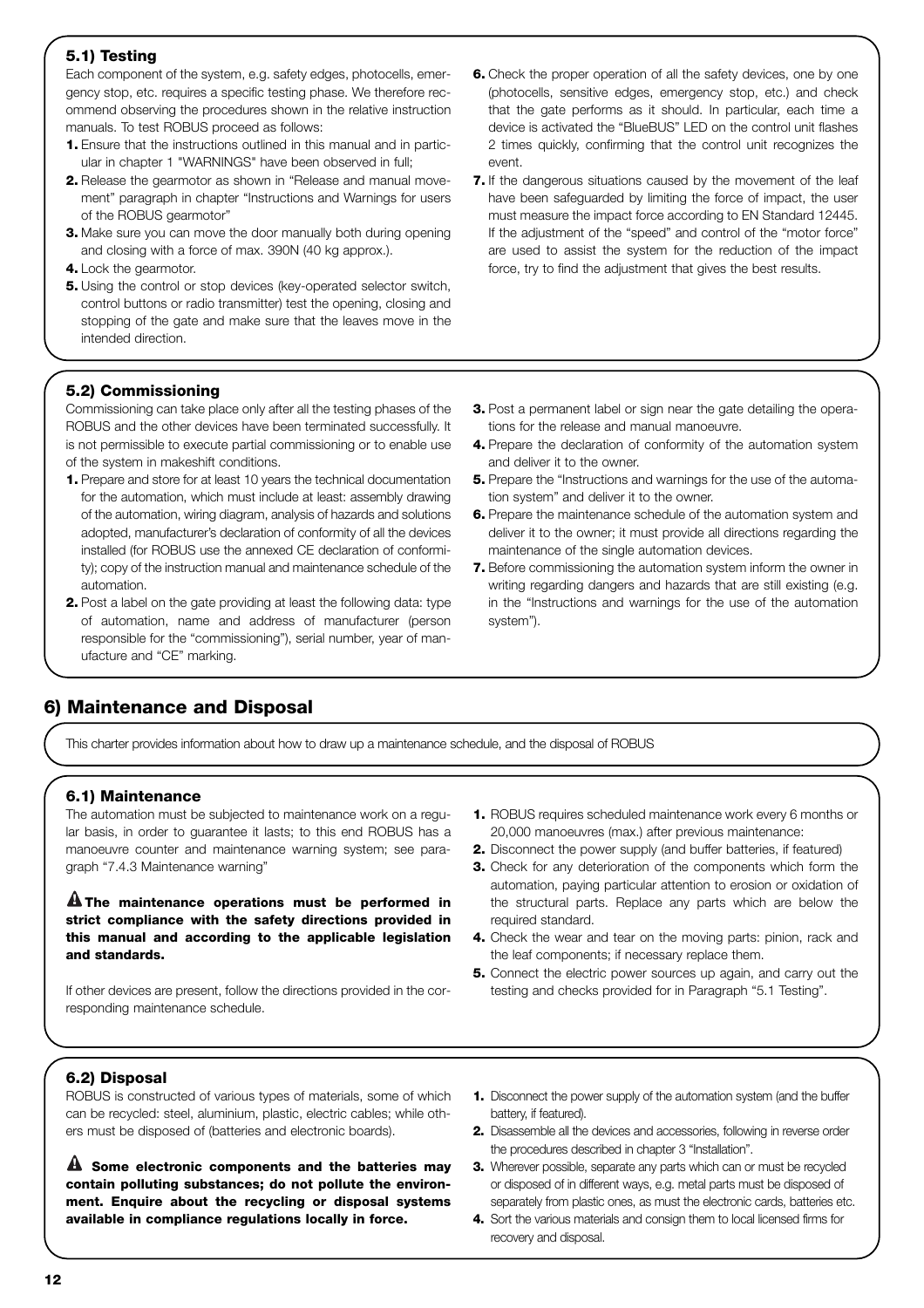### 5.1) Testing

Each component of the system, e.g. safety edges, photocells, emergency stop, etc. requires a specific testing phase. We therefore recommend observing the procedures shown in the relative instruction manuals. To test ROBUS proceed as follows:

1. Ensure that the instructions outlined in this manual and in particular in chapter 1 "WARNINGS" have been observed in full;
2. Release the gearmotor as shown in "Release and manual movement" paragraph in chapter "Instructions and Warnings for users of the ROBUS gearmotor"
3. Make sure you can move the door manually both during opening and closing with a force of max. 390N (40 kg approx.).
4. Lock the gearmotor.
5. Using the control or stop devices (key-operated selector switch, control buttons or radio transmitter) test the opening, closing and stopping of the gate and make sure that the leaves move in the intended direction.
6. Check the proper operation of all the safety devices, one by one (photocells, sensitive edges, emergency stop, etc.) and check that the gate performs as it should. In particular, each time a device is activated the "BlueBUS" LED on the control unit flashes 2 times quickly, confirming that the control unit recognizes the event.
7. If the dangerous situations caused by the movement of the leaf have been safeguarded by limiting the force of impact, the user must measure the impact force according to EN Standard 12445. If the adjustment of the "speed" and control of the "motor force" are used to assist the system for the reduction of the impact force, try to find the adjustment that gives the best results.

### 5.2) Commissioning

Commissioning can take place only after all the testing phases of the ROBUS and the other devices have been terminated successfully. It is not permissible to execute partial commissioning or to enable use of the system in makeshift conditions.

1. Prepare and store for at least 10 years the technical documentation for the automation, which must include at least: assembly drawing of the automation, wiring diagram, analysis of hazards and solutions adopted, manufacturer's declaration of conformity of all the devices installed (for ROBUS use the annexed CE declaration of conformity; copy of the instruction manual and maintenance schedule of the automation.
2. Post a label on the gate providing at least the following data: type of automation, name and address of manufacturer (person responsible for the "commissioning"), serial number, year of manufacture and "CE" marking.
3. Post a permanent label or sign near the gate detailing the operations for the release and manual manoeuvre.
4. Prepare the declaration of conformity of the automation system and deliver it to the owner.
5. Prepare the "Instructions and warnings for the use of the automation system" and deliver it to the owner.
6. Prepare the maintenance schedule of the automation system and deliver it to the owner; it must provide all directions regarding the maintenance of the single automation devices.
7. Before commissioning the automation system inform the owner in writing regarding dangers and hazards that are still existing (e.g. in the "Instructions and warnings for the use of the automation system").

## 6) Maintenance and Disposal

This charter provides information about how to draw up a maintenance schedule, and the disposal of ROBUS

### 6.1) Maintenance

The automation must be subjected to maintenance work on a regular basis, in order to guarantee it lasts; to this end ROBUS has a manoeuvre counter and maintenance warning system; see paragraph "7.4.3 Maintenance warning"

**⚠ The maintenance operations must be performed in strict compliance with the safety directions provided in this manual and according to the applicable legislation and standards.**

If other devices are present, follow the directions provided in the corresponding maintenance schedule.

1. ROBUS requires scheduled maintenance work every 6 months or 20,000 manoeuvres (max.) after previous maintenance:
2. Disconnect the power supply (and buffer batteries, if featured)
3. Check for any deterioration of the components which form the automation, paying particular attention to erosion or oxidation of the structural parts. Replace any parts which are below the required standard.
4. Check the wear and tear on the moving parts: pinion, rack and the leaf components; if necessary replace them.
5. Connect the electric power sources up again, and carry out the testing and checks provided for in Paragraph "5.1 Testing".

### 6.2) Disposal

ROBUS is constructed of various types of materials, some of which can be recycled: steel, aluminium, plastic, electric cables; while others must be disposed of (batteries and electronic boards).

**⚠ Some electronic components and the batteries may contain polluting substances; do not pollute the environment. Enquire about the recycling or disposal systems available in compliance regulations locally in force.**

1. Disconnect the power supply of the automation system (and the buffer battery, if featured).
2. Disassemble all the devices and accessories, following in reverse order the procedures described in chapter 3 "Installation".
3. Wherever possible, separate any parts which can or must be recycled or disposed of in different ways, e.g. metal parts must be disposed of separately from plastic ones, as must the electronic cards, batteries etc.
4. Sort the various materials and consign them to local licensed firms for recovery and disposal.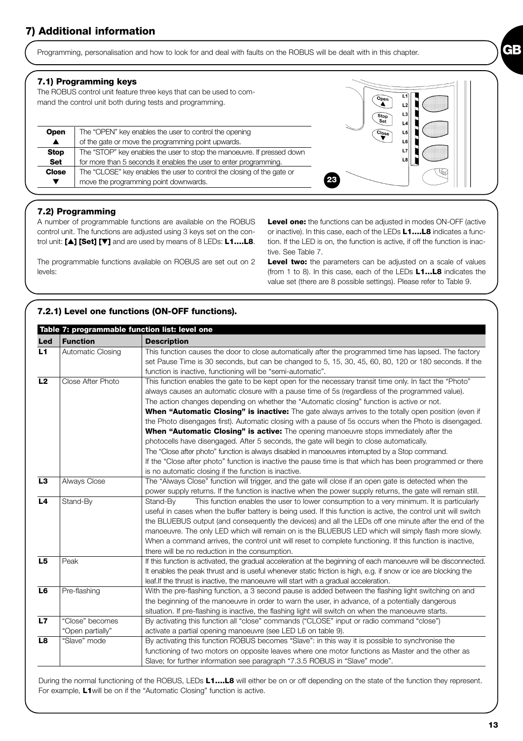# 7) Additional information

Programming, personalisation and how to look for and deal with faults on the ROBUS will be dealt with in this chapter.

## 7.1) Programming keys

The ROBUS control unit feature three keys that can be used to command the control unit both during tests and programming.

| | |
|---|---|
| **Open ▲** | The "OPEN" key enables the user to control the opening of the gate or move the programming point upwards. |
| **Stop Set** | The "STOP" key enables the user to stop the manoeuvre. If pressed down for more than 5 seconds it enables the user to enter programming. |
| **Close ▼** | The "CLOSE" key enables the user to control the closing of the gate or move the programming point downwards. |

23

## 7.2) Programming

A number of programmable functions are available on the ROBUS control unit. The functions are adjusted using 3 keys set on the control unit: **[▲] [Set] [▼]** and are used by means of 8 LEDs: **L1….L8**.

The programmable functions available on ROBUS are set out on 2 levels:

**Level one:** the functions can be adjusted in modes ON-OFF (active or inactive). In this case, each of the LEDs **L1….L8** indicates a function. If the LED is on, the function is active, if off the function is inactive. See Table 7.

**Level two:** the parameters can be adjusted on a scale of values (from 1 to 8). In this case, each of the LEDs **L1…L8** indicates the value set (there are 8 possible settings). Please refer to Table 9.

### 7.2.1) Level one functions (ON-OFF functions).

**Table 7: programmable function list: level one**

| Led | Function | Description |
|---|---|---|
| **L1** | Automatic Closing | This function causes the door to close automatically after the programmed time has lapsed. The factory set Pause Time is 30 seconds, but can be changed to 5, 15, 30, 45, 60, 80, 120 or 180 seconds. If the function is inactive, functioning will be "semi-automatic". |
| **L2** | Close After Photo | This function enables the gate to be kept open for the necessary transit time only. In fact the "Photo" always causes an automatic closure with a pause time of 5s (regardless of the programmed value). The action changes depending on whether the "Automatic closing" function is active or not. **When "Automatic Closing" is inactive:** The gate always arrives to the totally open position (even if the Photo disengages first). Automatic closing with a pause of 5s occurs when the Photo is disengaged. **When "Automatic Closing" is active:** The opening manoeuvre stops immediately after the photocells have disengaged. After 5 seconds, the gate will begin to close automatically. The "Close after photo" function is always disabled in manoeuvres interrupted by a Stop command. If the "Close after photo" function is inactive the pause time is that which has been programmed or there is no automatic closing if the function is inactive. |
| **L3** | Always Close | The "Always Close" function will trigger, and the gate will close if an open gate is detected when the power supply returns. If the function is inactive when the power supply returns, the gate will remain still. |
| **L4** | Stand-By | Stand-By This function enables the user to lower consumption to a very minimum. It is particularly useful in cases when the buffer battery is being used. If this function is active, the control unit will switch the BLUEBUS output (and consequently the devices) and all the LEDs off one minute after the end of the manoeuvre. The only LED which will remain on is the BLUEBUS LED which will simply flash more slowly. When a command arrives, the control unit will reset to complete functioning. If this function is inactive, there will be no reduction in the consumption. |
| **L5** | Peak | If this function is activated, the gradual acceleration at the beginning of each manoeuvre will be disconnected. It enables the peak thrust and is useful whenever static friction is high, e.g. if snow or ice are blocking the leaf.If the thrust is inactive, the manoeuvre will start with a gradual acceleration. |
| **L6** | Pre-flashing | With the pre-flashing function, a 3 second pause is added between the flashing light switching on and the beginning of the manoeuvre in order to warn the user, in advance, of a potentially dangerous situation. If pre-flashing is inactive, the flashing light will switch on when the manoeuvre starts. |
| **L7** | "Close" becomes "Open partially" | By activating this function all "close" commands ("CLOSE" input or radio command "close") activate a partial opening manoeuvre (see LED L6 on table 9). |
| **L8** | "Slave" mode | By activating this function ROBUS becomes "Slave": in this way it is possible to synchronise the functioning of two motors on opposite leaves where one motor functions as Master and the other as Slave; for further information see paragraph "7.3.5 ROBUS in "Slave" mode". |

During the normal functioning of the ROBUS, LEDs **L1….L8** will either be on or off depending on the state of the function they represent. For example, **L1** will be on if the "Automatic Closing" function is active.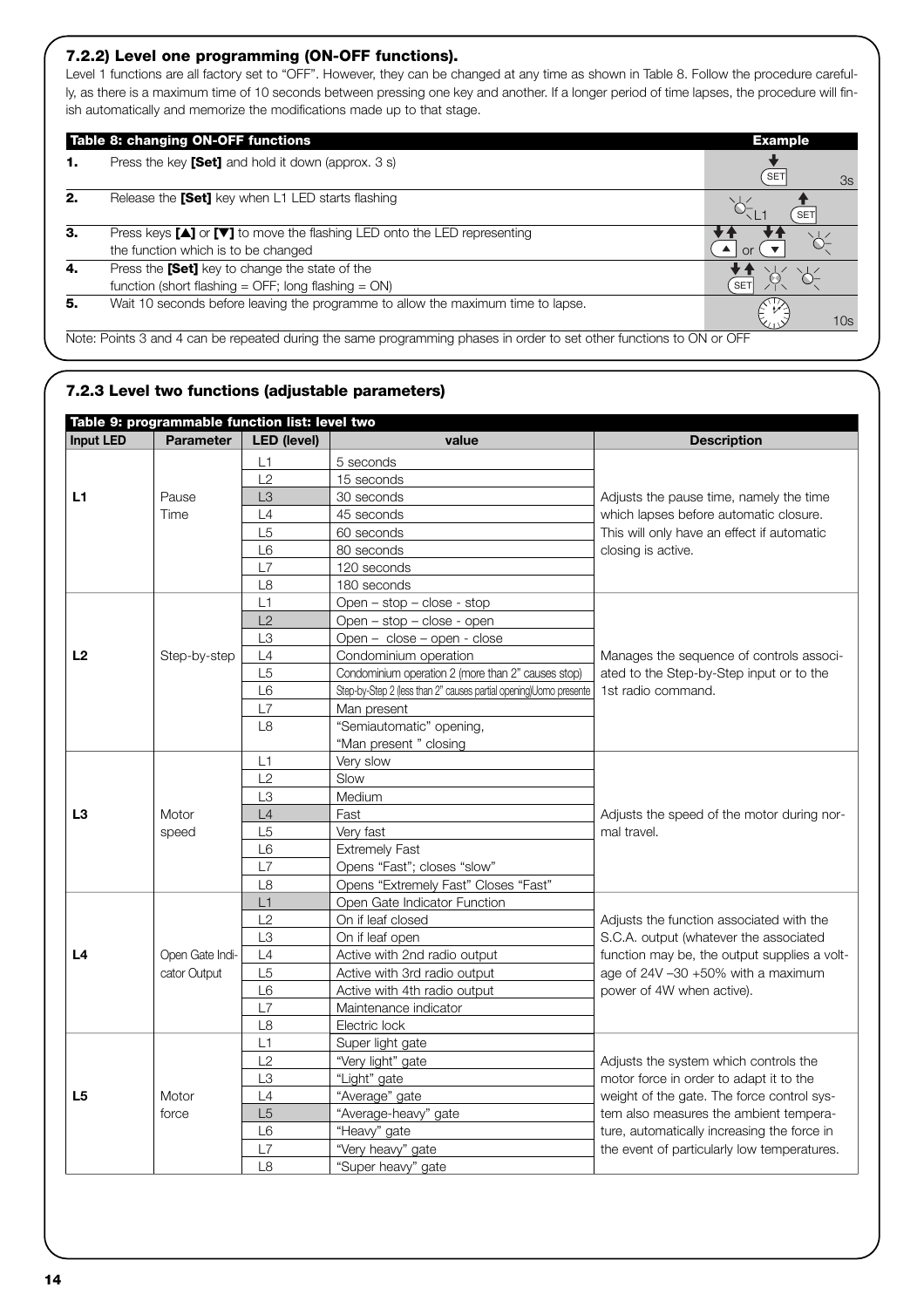### 7.2.2) Level one programming (ON-OFF functions).

Level 1 functions are all factory set to "OFF". However, they can be changed at any time as shown in Table 8. Follow the procedure carefully, as there is a maximum time of 10 seconds between pressing one key and another. If a longer period of time lapses, the procedure will finish automatically and memorize the modifications made up to that stage.

| Table 8: changing ON-OFF functions | | Example |
|---|---|---|
| **1.** | Press the key **[Set]** and hold it down (approx. 3 s) | SET 3s |
| **2.** | Release the **[Set]** key when L1 LED starts flashing | L1 SET |
| **3.** | Press keys **[▲]** or **[▼]** to move the flashing LED onto the LED representing the function which is to be changed | ▲ or ▼ |
| **4.** | Press the **[Set]** key to change the state of the function (short flashing = OFF; long flashing = ON) | SET |
| **5.** | Wait 10 seconds before leaving the programme to allow the maximum time to lapse. | 10s |

Note: Points 3 and 4 can be repeated during the same programming phases in order to set other functions to ON or OFF

### 7.2.3 Level two functions (adjustable parameters)

| Table 9: programmable function list: level two | | | | |
|---|---|---|---|---|
| **Input LED** | **Parameter** | **LED (level)** | **value** | **Description** |
| **L1** | Pause Time | L1 | 5 seconds | Adjusts the pause time, namely the time which lapses before automatic closure. This will only have an effect if automatic closing is active. |
| | | L2 | 15 seconds | |
| | | L3 | 30 seconds | |
| | | L4 | 45 seconds | |
| | | L5 | 60 seconds | |
| | | L6 | 80 seconds | |
| | | L7 | 120 seconds | |
| | | L8 | 180 seconds | |
| **L2** | Step-by-step | L1 | Open – stop – close - stop | Manages the sequence of controls associated to the Step-by-Step input or to the 1st radio command. |
| | | L2 | Open – stop – close - open | |
| | | L3 | Open – close – open - close | |
| | | L4 | Condominium operation | |
| | | L5 | Condominium operation 2 (more than 2" causes stop) | |
| | | L6 | Step-by-Step 2 (less than 2" causes partial opening)Uomo presente | |
| | | L7 | Man present | |
| | | L8 | "Semiautomatic" opening, "Man present " closing | |
| **L3** | Motor speed | L1 | Very slow | Adjusts the speed of the motor during normal travel. |
| | | L2 | Slow | |
| | | L3 | Medium | |
| | | L4 | Fast | |
| | | L5 | Very fast | |
| | | L6 | Extremely Fast | |
| | | L7 | Opens "Fast"; closes "slow" | |
| | | L8 | Opens "Extremely Fast" Closes "Fast" | |
| **L4** | Open Gate Indicator Output | L1 | Open Gate Indicator Function | Adjusts the function associated with the S.C.A. output (whatever the associated function may be, the output supplies a voltage of 24V –30 +50% with a maximum power of 4W when active). |
| | | L2 | On if leaf closed | |
| | | L3 | On if leaf open | |
| | | L4 | Active with 2nd radio output | |
| | | L5 | Active with 3rd radio output | |
| | | L6 | Active with 4th radio output | |
| | | L7 | Maintenance indicator | |
| | | L8 | Electric lock | |
| **L5** | Motor force | L1 | Super light gate | Adjusts the system which controls the motor force in order to adapt it to the weight of the gate. The force control system also measures the ambient temperature, automatically increasing the force in the event of particularly low temperatures. |
| | | L2 | "Very light" gate | |
| | | L3 | "Light" gate | |
| | | L4 | "Average" gate | |
| | | L5 | "Average-heavy" gate | |
| | | L6 | "Heavy" gate | |
| | | L7 | "Very heavy" gate | |
| | | L8 | "Super heavy" gate | |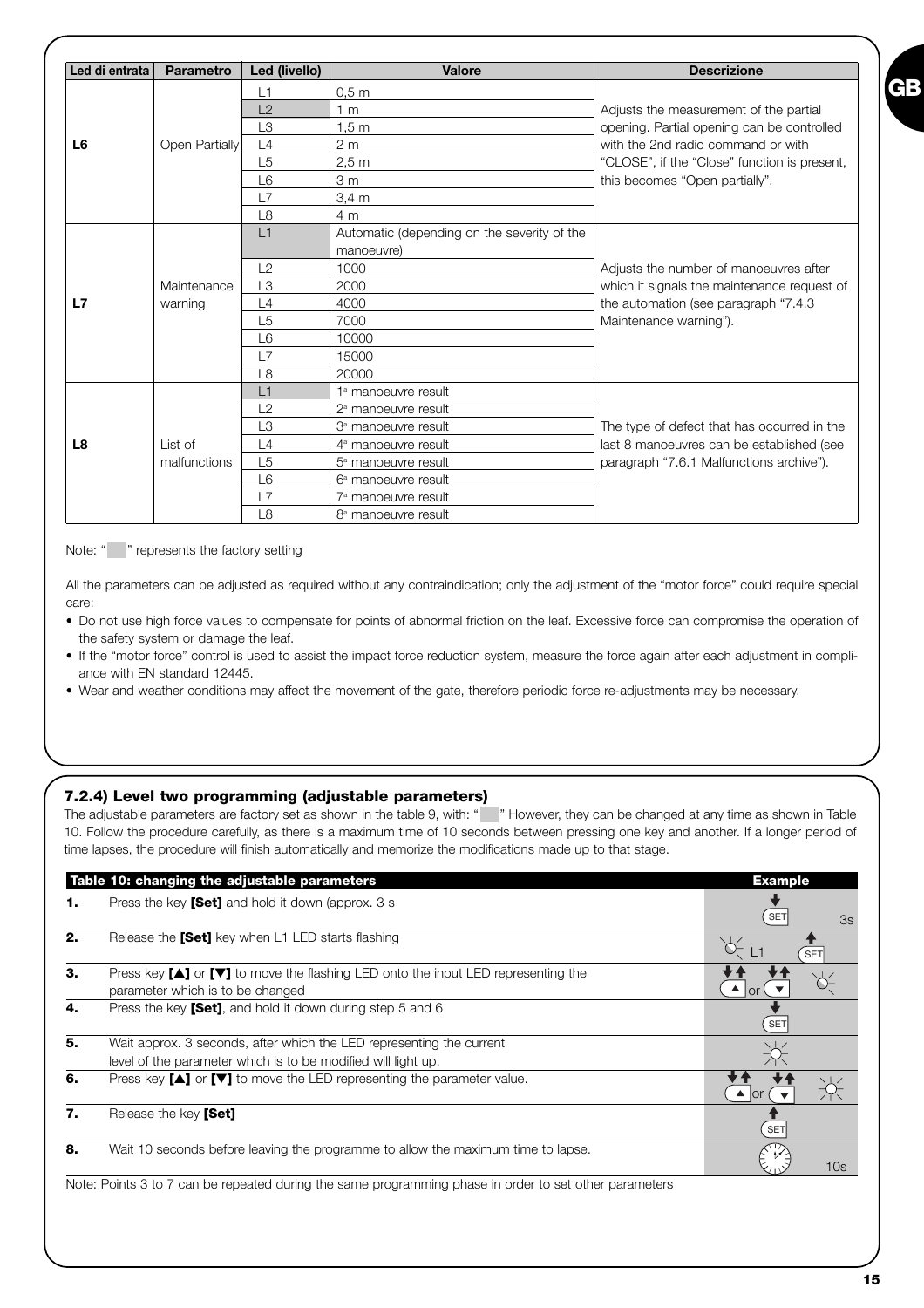| Led di entrata | Parametro | Led (livello) | Valore | Descrizione |
|---|---|---|---|---|
| L6 | Open Partially | L1 | 0,5 m | Adjusts the measurement of the partial opening. Partial opening can be controlled with the 2nd radio command or with "CLOSE", if the "Close" function is present, this becomes "Open partially". |
| | | L2 | 1 m | |
| | | L3 | 1,5 m | |
| | | L4 | 2 m | |
| | | L5 | 2,5 m | |
| | | L6 | 3 m | |
| | | L7 | 3,4 m | |
| | | L8 | 4 m | |
| L7 | Maintenance warning | L1 | Automatic (depending on the severity of the manoeuvre) | Adjusts the number of manoeuvres after which it signals the maintenance request of the automation (see paragraph "7.4.3 Maintenance warning"). |
| | | L2 | 1000 | |
| | | L3 | 2000 | |
| | | L4 | 4000 | |
| | | L5 | 7000 | |
| | | L6 | 10000 | |
| | | L7 | 15000 | |
| | | L8 | 20000 | |
| L8 | List of malfunctions | L1 | 1ª manoeuvre result | The type of defect that has occurred in the last 8 manoeuvres can be established (see paragraph "7.6.1 Malfunctions archive"). |
| | | L2 | 2ª manoeuvre result | |
| | | L3 | 3ª manoeuvre result | |
| | | L4 | 4ª manoeuvre result | |
| | | L5 | 5ª manoeuvre result | |
| | | L6 | 6ª manoeuvre result | |
| | | L7 | 7ª manoeuvre result | |
| | | L8 | 8ª manoeuvre result | |

Note: "  " represents the factory setting

All the parameters can be adjusted as required without any contraindication; only the adjustment of the "motor force" could require special care:

- Do not use high force values to compensate for points of abnormal friction on the leaf. Excessive force can compromise the operation of the safety system or damage the leaf.
- If the "motor force" control is used to assist the impact force reduction system, measure the force again after each adjustment in compliance with EN standard 12445.
- Wear and weather conditions may affect the movement of the gate, therefore periodic force re-adjustments may be necessary.

### 7.2.4) Level two programming (adjustable parameters)

The adjustable parameters are factory set as shown in the table 9, with: "  " However, they can be changed at any time as shown in Table 10. Follow the procedure carefully, as there is a maximum time of 10 seconds between pressing one key and another. If a longer period of time lapses, the procedure will finish automatically and memorize the modifications made up to that stage.

| | Table 10: changing the adjustable parameters | Example |
|---|---|---|
| **1.** | Press the key **[Set]** and hold it down (approx. 3 s | SET 3s |
| **2.** | Release the **[Set]** key when L1 LED starts flashing | L1 SET |
| **3.** | Press key **[▲]** or **[▼]** to move the flashing LED onto the input LED representing the parameter which is to be changed | ▲ or ▼ |
| **4.** | Press the key **[Set]**, and hold it down during step 5 and 6 | SET |
| **5.** | Wait approx. 3 seconds, after which the LED representing the current level of the parameter which is to be modified will light up. | |
| **6.** | Press key **[▲]** or **[▼]** to move the LED representing the parameter value. | ▲ or ▼ |
| **7.** | Release the key **[Set]** | SET |
| **8.** | Wait 10 seconds before leaving the programme to allow the maximum time to lapse. | 10s |

Note: Points 3 to 7 can be repeated during the same programming phase in order to set other parameters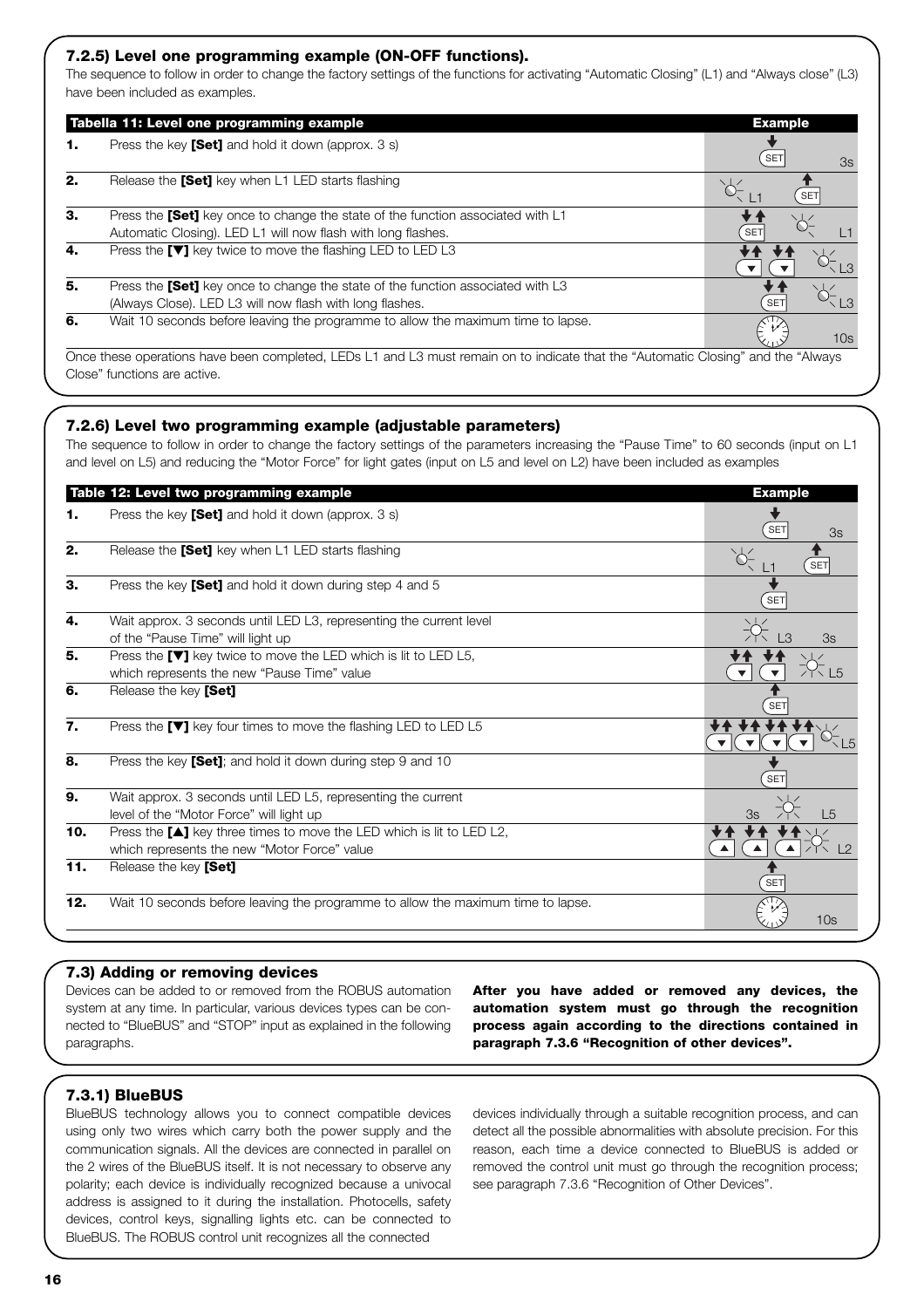### 7.2.5) Level one programming example (ON-OFF functions).

The sequence to follow in order to change the factory settings of the functions for activating "Automatic Closing" (L1) and "Always close" (L3) have been included as examples.

| Tabella 11: Level one programming example | | Example |
|---|---|---|
| **1.** | Press the key **[Set]** and hold it down (approx. 3 s) | SET 3s |
| **2.** | Release the **[Set]** key when L1 LED starts flashing | L1 SET |
| **3.** | Press the **[Set]** key once to change the state of the function associated with L1 Automatic Closing). LED L1 will now flash with long flashes. | SET L1 |
| **4.** | Press the **[▼]** key twice to move the flashing LED to LED L3 | ▼ ▼ L3 |
| **5.** | Press the **[Set]** key once to change the state of the function associated with L3 (Always Close). LED L3 will now flash with long flashes. | SET L3 |
| **6.** | Wait 10 seconds before leaving the programme to allow the maximum time to lapse. | 10s |

Once these operations have been completed, LEDs L1 and L3 must remain on to indicate that the "Automatic Closing" and the "Always Close" functions are active.

### 7.2.6) Level two programming example (adjustable parameters)

The sequence to follow in order to change the factory settings of the parameters increasing the "Pause Time" to 60 seconds (input on L1 and level on L5) and reducing the "Motor Force" for light gates (input on L5 and level on L2) have been included as examples

| Table 12: Level two programming example | | Example |
|---|---|---|
| **1.** | Press the key **[Set]** and hold it down (approx. 3 s) | SET 3s |
| **2.** | Release the **[Set]** key when L1 LED starts flashing | L1 SET |
| **3.** | Press the key **[Set]** and hold it down during step 4 and 5 | SET |
| **4.** | Wait approx. 3 seconds until LED L3, representing the current level of the "Pause Time" will light up | L3 3s |
| **5.** | Press the **[▼]** key twice to move the LED which is lit to LED L5, which represents the new "Pause Time" value | ▼ ▼ L5 |
| **6.** | Release the key **[Set]** | SET |
| **7.** | Press the **[▼]** key four times to move the flashing LED to LED L5 | ▼ ▼ ▼ ▼ L5 |
| **8.** | Press the key **[Set]**; and hold it down during step 9 and 10 | SET |
| **9.** | Wait approx. 3 seconds until LED L5, representing the current level of the "Motor Force" will light up | 3s L5 |
| **10.** | Press the **[▲]** key three times to move the LED which is lit to LED L2, which represents the new "Motor Force" value | ▲ ▲ ▲ L2 |
| **11.** | Release the key **[Set]** | SET |
| **12.** | Wait 10 seconds before leaving the programme to allow the maximum time to lapse. | 10s |

### 7.3) Adding or removing devices

Devices can be added to or removed from the ROBUS automation system at any time. In particular, various devices types can be connected to "BlueBUS" and "STOP" input as explained in the following paragraphs.

**After you have added or removed any devices, the automation system must go through the recognition process again according to the directions contained in paragraph 7.3.6 "Recognition of other devices".**

### 7.3.1) BlueBUS

BlueBUS technology allows you to connect compatible devices using only two wires which carry both the power supply and the communication signals. All the devices are connected in parallel on the 2 wires of the BlueBUS itself. It is not necessary to observe any polarity; each device is individually recognized because a univocal address is assigned to it during the installation. Photocells, safety devices, control keys, signalling lights etc. can be connected to BlueBUS. The ROBUS control unit recognizes all the connected devices individually through a suitable recognition process, and can detect all the possible abnormalities with absolute precision. For this reason, each time a device connected to BlueBUS is added or removed the control unit must go through the recognition process; see paragraph 7.3.6 "Recognition of Other Devices".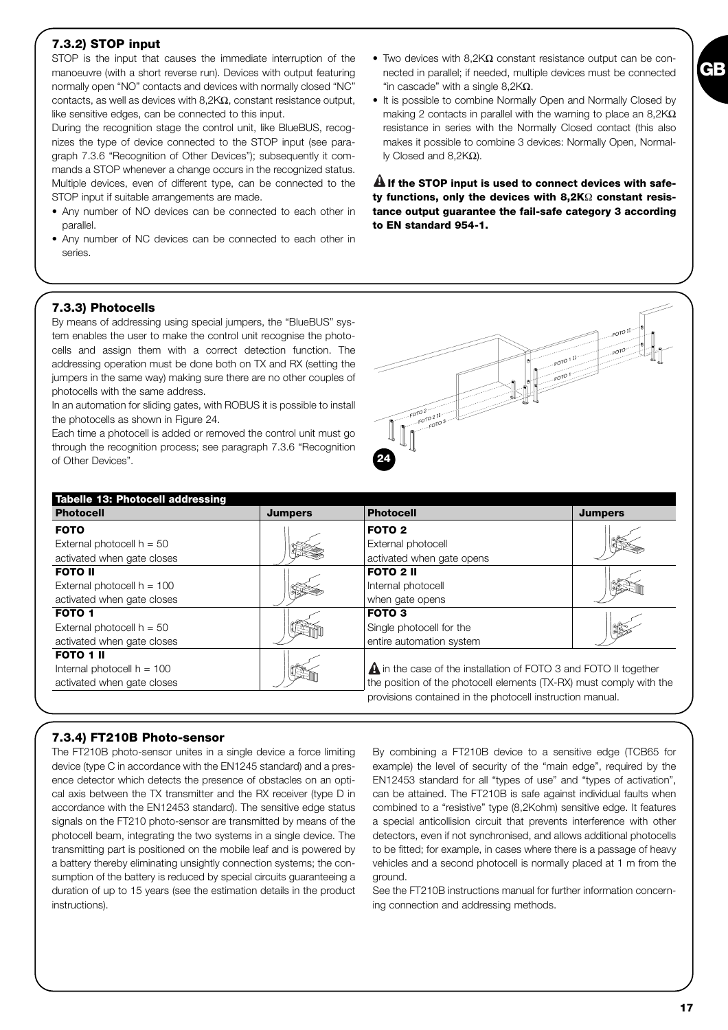### 7.3.2) STOP input

STOP is the input that causes the immediate interruption of the manoeuvre (with a short reverse run). Devices with output featuring normally open "NO" contacts and devices with normally closed "NC" contacts, as well as devices with 8,2KΩ, constant resistance output, like sensitive edges, can be connected to this input.

During the recognition stage the control unit, like BlueBUS, recognizes the type of device connected to the STOP input (see paragraph 7.3.6 "Recognition of Other Devices"); subsequently it commands a STOP whenever a change occurs in the recognized status.

Multiple devices, even of different type, can be connected to the STOP input if suitable arrangements are made.

- Any number of NO devices can be connected to each other in parallel.
- Any number of NC devices can be connected to each other in series.
- Two devices with 8,2KΩ constant resistance output can be connected in parallel; if needed, multiple devices must be connected "in cascade" with a single 8,2KΩ.
- It is possible to combine Normally Open and Normally Closed by making 2 contacts in parallel with the warning to place an 8,2KΩ resistance in series with the Normally Closed contact (this also makes it possible to combine 3 devices: Normally Open, Normally Closed and 8,2KΩ).

⚠ **If the STOP input is used to connect devices with safety functions, only the devices with 8,2KΩ constant resistance output guarantee the fail-safe category 3 according to EN standard 954-1.**

### 7.3.3) Photocells

By means of addressing using special jumpers, the "BlueBUS" system enables the user to make the control unit recognise the photocells and assign them with a correct detection function. The addressing operation must be done both on TX and RX (setting the jumpers in the same way) making sure there are no other couples of photocells with the same address.

In an automation for sliding gates, with ROBUS it is possible to install the photocells as shown in Figure 24.

Each time a photocell is added or removed the control unit must go through the recognition process; see paragraph 7.3.6 "Recognition of Other Devices".

24

**Tabelle 13: Photocell addressing**

| Photocell | Jumpers | Photocell | Jumpers |
|---|---|---|---|
| **FOTO**<br>External photocell h = 50<br>activated when gate closes | | **FOTO 2**<br>External photocell<br>activated when gate opens | |
| **FOTO II**<br>External photocell h = 100<br>activated when gate closes | | **FOTO 2 II**<br>Internal photocell<br>when gate opens | |
| **FOTO 1**<br>External photocell h = 50<br>activated when gate closes | | **FOTO 3**<br>Single photocell for the<br>entire automation system | |
| **FOTO 1 II**<br>Internal photocell h = 100<br>activated when gate closes | | | |

⚠ in the case of the installation of FOTO 3 and FOTO II together the position of the photocell elements (TX-RX) must comply with the provisions contained in the photocell instruction manual.

### 7.3.4) FT210B Photo-sensor

The FT210B photo-sensor unites in a single device a force limiting device (type C in accordance with the EN1245 standard) and a presence detector which detects the presence of obstacles on an optical axis between the TX transmitter and the RX receiver (type D in accordance with the EN12453 standard). The sensitive edge status signals on the FT210 photo-sensor are transmitted by means of the photocell beam, integrating the two systems in a single device. The transmitting part is positioned on the mobile leaf and is powered by a battery thereby eliminating unsightly connection systems; the consumption of the battery is reduced by special circuits guaranteeing a duration of up to 15 years (see the estimation details in the product instructions).

By combining a FT210B device to a sensitive edge (TCB65 for example) the level of security of the "main edge", required by the EN12453 standard for all "types of use" and "types of activation", can be attained. The FT210B is safe against individual faults when combined to a "resistive" type (8,2Kohm) sensitive edge. It features a special anticollision circuit that prevents interference with other detectors, even if not synchronised, and allows additional photocells to be fitted; for example, in cases where there is a passage of heavy vehicles and a second photocell is normally placed at 1 m from the ground.

See the FT210B instructions manual for further information concerning connection and addressing methods.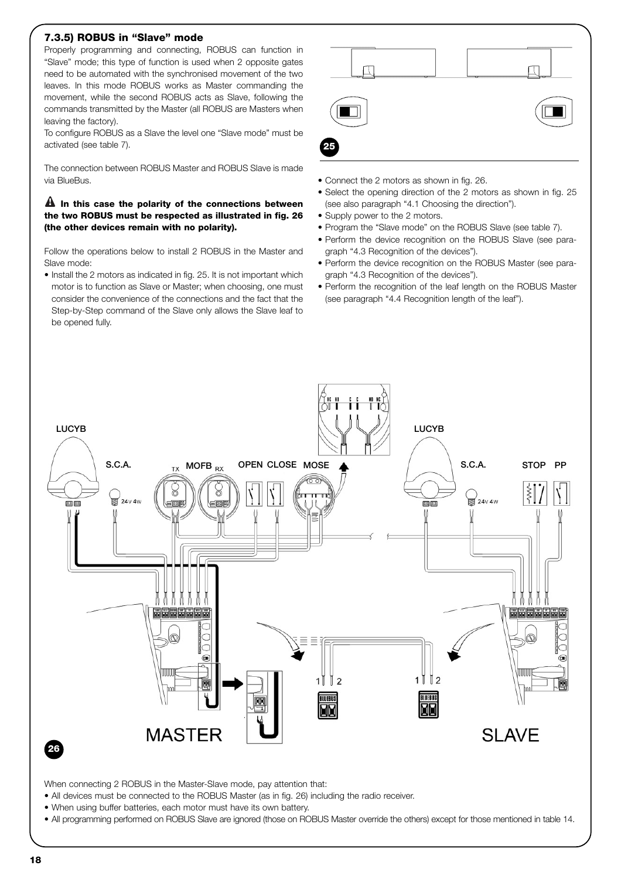### 7.3.5) ROBUS in “Slave” mode

Properly programming and connecting, ROBUS can function in “Slave” mode; this type of function is used when 2 opposite gates need to be automated with the synchronised movement of the two leaves. In this mode ROBUS works as Master commanding the movement, while the second ROBUS acts as Slave, following the commands transmitted by the Master (all ROBUS are Masters when leaving the factory).

To configure ROBUS as a Slave the level one “Slave mode” must be activated (see table 7).

The connection between ROBUS Master and ROBUS Slave is made via BlueBus.

⚠ **In this case the polarity of the connections between the two ROBUS must be respected as illustrated in fig. 26 (the other devices remain with no polarity).**

Follow the operations below to install 2 ROBUS in the Master and Slave mode:

- Install the 2 motors as indicated in fig. 25. It is not important which motor is to function as Slave or Master; when choosing, one must consider the convenience of the connections and the fact that the Step-by-Step command of the Slave only allows the Slave leaf to be opened fully.

25

- Connect the 2 motors as shown in fig. 26.
- Select the opening direction of the 2 motors as shown in fig. 25 (see also paragraph “4.1 Choosing the direction”).
- Supply power to the 2 motors.
- Program the “Slave mode” on the ROBUS Slave (see table 7).
- Perform the device recognition on the ROBUS Slave (see paragraph “4.3 Recognition of the devices”).
- Perform the device recognition on the ROBUS Master (see paragraph “4.3 Recognition of the devices”).
- Perform the recognition of the leaf length on the ROBUS Master (see paragraph “4.4 Recognition length of the leaf”).

26

When connecting 2 ROBUS in the Master-Slave mode, pay attention that:

- All devices must be connected to the ROBUS Master (as in fig. 26) including the radio receiver.
- When using buffer batteries, each motor must have its own battery.
- All programming performed on ROBUS Slave are ignored (those on ROBUS Master override the others) except for those mentioned in table 14.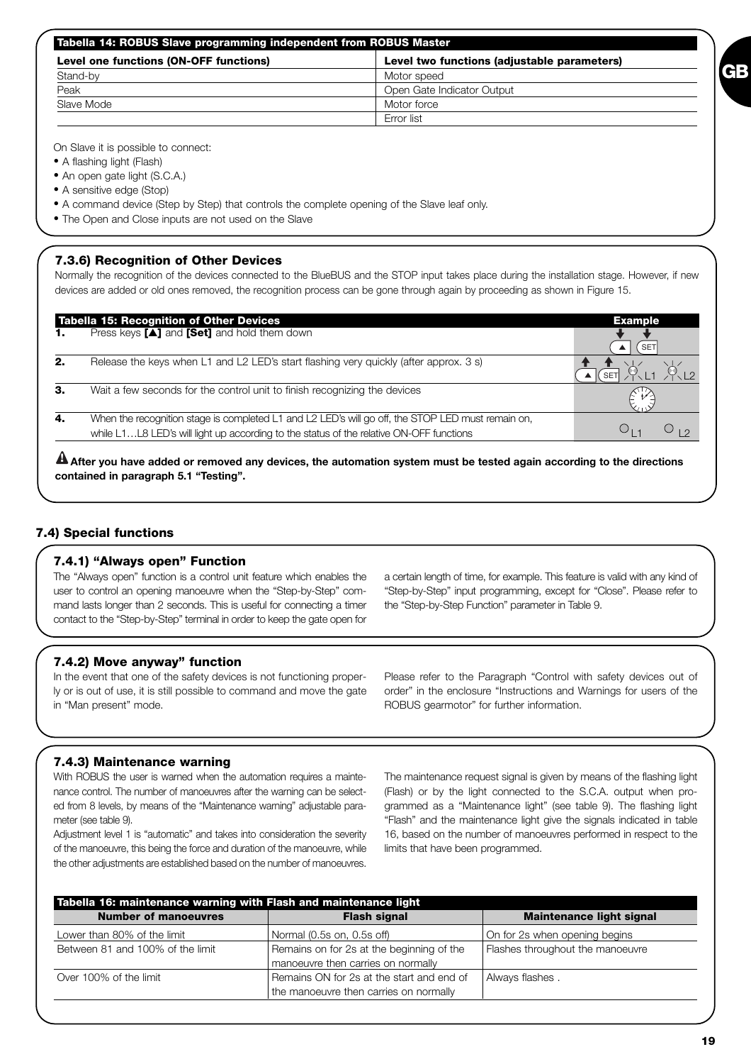| Tabella 14: ROBUS Slave programming independent from ROBUS Master | |
|---|---|
| **Level one functions (ON-OFF functions)** | **Level two functions (adjustable parameters)** |
| Stand-by | Motor speed |
| Peak | Open Gate Indicator Output |
| Slave Mode | Motor force |
| | Error list |

On Slave it is possible to connect:

- A flashing light (Flash)
- An open gate light (S.C.A.)
- A sensitive edge (Stop)
- A command device (Step by Step) that controls the complete opening of the Slave leaf only.
- The Open and Close inputs are not used on the Slave

### 7.3.6) Recognition of Other Devices

Normally the recognition of the devices connected to the BlueBUS and the STOP input takes place during the installation stage. However, if new devices are added or old ones removed, the recognition process can be gone through again by proceeding as shown in Figure 15.

| Tabella 15: Recognition of Other Devices | | Example |
|---|---|---|
| **1.** | Press keys **[▲]** and **[Set]** and hold them down | |
| **2.** | Release the keys when L1 and L2 LED's start flashing very quickly (after approx. 3 s) | |
| **3.** | Wait a few seconds for the control unit to finish recognizing the devices | |
| **4.** | When the recognition stage is completed L1 and L2 LED's will go off, the STOP LED must remain on, while L1…L8 LED's will light up according to the status of the relative ON-OFF functions | |

**After you have added or removed any devices, the automation system must be tested again according to the directions contained in paragraph 5.1 "Testing".**

## 7.4) Special functions

### 7.4.1) "Always open" Function

The "Always open" function is a control unit feature which enables the user to control an opening manoeuvre when the "Step-by-Step" command lasts longer than 2 seconds. This is useful for connecting a timer contact to the "Step-by-Step" terminal in order to keep the gate open for a certain length of time, for example. This feature is valid with any kind of "Step-by-Step" input programming, except for "Close". Please refer to the "Step-by-Step Function" parameter in Table 9.

### 7.4.2) Move anyway" function

In the event that one of the safety devices is not functioning properly or is out of use, it is still possible to command and move the gate in "Man present" mode.

Please refer to the Paragraph "Control with safety devices out of order" in the enclosure "Instructions and Warnings for users of the ROBUS gearmotor" for further information.

### 7.4.3) Maintenance warning

With ROBUS the user is warned when the automation requires a maintenance control. The number of manoeuvres after the warning can be selected from 8 levels, by means of the "Maintenance warning" adjustable parameter (see table 9).

Adjustment level 1 is "automatic" and takes into consideration the severity of the manoeuvre, this being the force and duration of the manoeuvre, while the other adjustments are established based on the number of manoeuvres.

The maintenance request signal is given by means of the flashing light (Flash) or by the light connected to the S.C.A. output when programmed as a "Maintenance light" (see table 9). The flashing light "Flash" and the maintenance light give the signals indicated in table 16, based on the number of manoeuvres performed in respect to the limits that have been programmed.

| Tabella 16: maintenance warning with Flash and maintenance light | | |
|---|---|---|
| **Number of manoeuvres** | **Flash signal** | **Maintenance light signal** |
| Lower than 80% of the limit | Normal (0.5s on, 0.5s off) | On for 2s when opening begins |
| Between 81 and 100% of the limit | Remains on for 2s at the beginning of the manoeuvre then carries on normally | Flashes throughout the manoeuvre |
| Over 100% of the limit | Remains ON for 2s at the start and end of the manoeuvre then carries on normally | Always flashes . |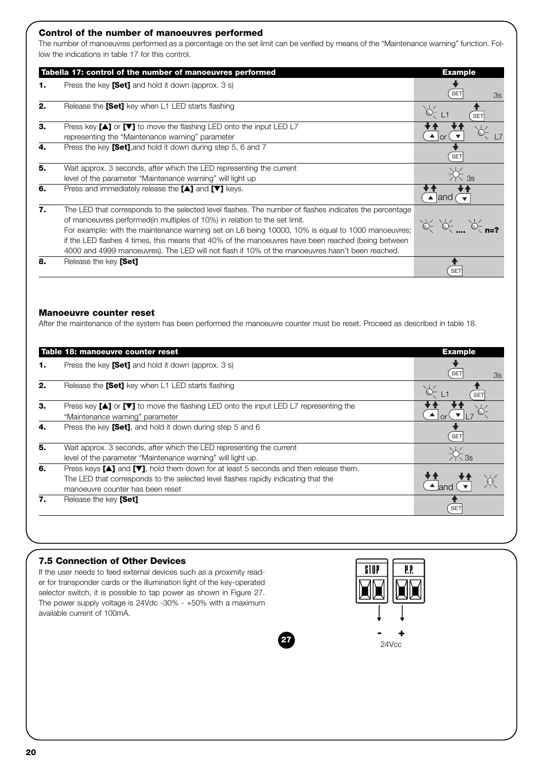### Control of the number of manoeuvres performed

The number of manoeuvres performed as a percentage on the set limit can be verified by means of the "Maintenance warning" function. Follow the indications in table 17 for this control.

| Tabella 17: control of the number of manoeuvres performed | | Example |
|---|---|---|
| **1.** | Press the key **[Set]** and hold it down (approx. 3 s) | SET 3s |
| **2.** | Release the **[Set]** key when L1 LED starts flashing | L1 SET |
| **3.** | Press key **[▲]** or **[▼]** to move the flashing LED onto the input LED L7 representing the "Maintenance warning" parameter | ▲ or ▼ L7 |
| **4.** | Press the key **[Set]**,and hold it down during step 5, 6 and 7 | SET |
| **5.** | Wait approx. 3 seconds, after which the LED representing the current level of the parameter "Maintenance warning" will light up | 3s |
| **6.** | Press and immediately release the **[▲]** and **[▼]** keys. | ▲ and ▼ |
| **7.** | The LED that corresponds to the selected level flashes. The number of flashes indicates the percentage of manoeuvres performed(in multiples of 10%) in relation to the set limit. For example: with the maintenance warning set on L6 being 10000, 10% is equal to 1000 manoeuvres; if the LED flashes 4 times, this means that 40% of the manoeuvres have been reached (being between 4000 and 4999 manoeuvres). The LED will not flash if 10% of the manoeuvres hasn't been reached. | .... n=? |
| **8.** | Release the key **[Set]** | SET |

### Manoeuvre counter reset

After the maintenance of the system has been performed the manoeuvre counter must be reset. Proceed as described in table 18.

| Table 18: manoeuvre counter reset | | Example |
|---|---|---|
| **1.** | Press the key **[Set]** and hold it down (approx. 3 s) | SET 3s |
| **2.** | Release the **[Set]** key when L1 LED starts flashing | L1 SET |
| **3.** | Press key **[▲]** or **[▼]** to move the flashing LED onto the input LED L7 representing the "Maintenance warning" parameter | ▲ or ▼ L7 |
| **4.** | Press the key **[Set]**, and hold it down during step 5 and 6 | SET |
| **5.** | Wait approx. 3 seconds, after which the LED representing the current level of the parameter "Maintenance warning" will light up. | 3s |
| **6.** | Press keys **[▲]** and **[▼]**, hold them down for at least 5 seconds and then release them. The LED that corresponds to the selected level flashes rapidly indicating that the manoeuvre counter has been reset | ▲ and ▼ |
| **7.** | Release the key **[Set]** | SET |

### 7.5 Connection of Other Devices

If the user needs to feed external devices such as a proximity reader for transponder cards or the illumination light of the key-operated selector switch, it is possible to tap power as shown in Figure 27. The power supply voltage is 24Vdc -30% - +50% with a maximum available current of 100mA.

STOP P.P.

\- +

24Vcc

27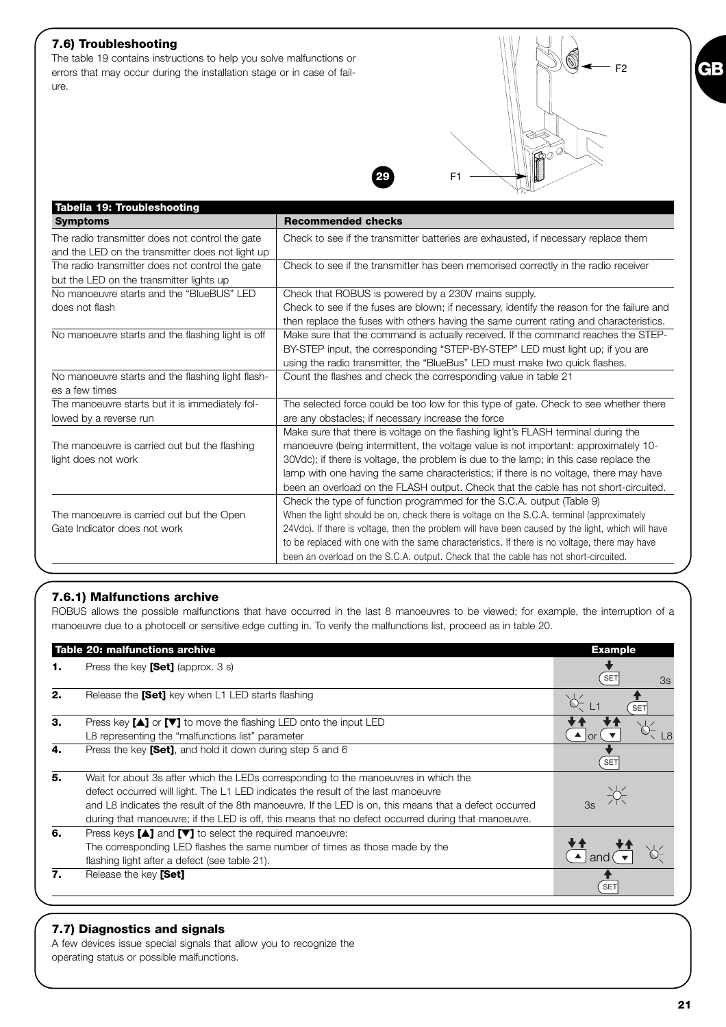### 7.6) Troubleshooting

The table 19 contains instructions to help you solve malfunctions or errors that may occur during the installation stage or in case of failure.

F2

29

F1

| Tabella 19: Troubleshooting | |
|---|---|
| **Symptoms** | **Recommended checks** |
| The radio transmitter does not control the gate and the LED on the transmitter does not light up | Check to see if the transmitter batteries are exhausted, if necessary replace them |
| The radio transmitter does not control the gate but the LED on the transmitter lights up | Check to see if the transmitter has been memorised correctly in the radio receiver |
| No manoeuvre starts and the "BlueBUS" LED does not flash | Check that ROBUS is powered by a 230V mains supply. Check to see if the fuses are blown; if necessary, identify the reason for the failure and then replace the fuses with others having the same current rating and characteristics. |
| No manoeuvre starts and the flashing light is off | Make sure that the command is actually received. If the command reaches the STEP-BY-STEP input, the corresponding "STEP-BY-STEP" LED must light up; if you are using the radio transmitter, the "BlueBus" LED must make two quick flashes. |
| No manoeuvre starts and the flashing light flashes a few times | Count the flashes and check the corresponding value in table 21 |
| The manoeuvre starts but it is immediately followed by a reverse run | The selected force could be too low for this type of gate. Check to see whether there are any obstacles; if necessary increase the force |
| The manoeuvre is carried out but the flashing light does not work | Make sure that there is voltage on the flashing light's FLASH terminal during the manoeuvre (being intermittent, the voltage value is not important: approximately 10-30Vdc); if there is voltage, the problem is due to the lamp; in this case replace the lamp with one having the same characteristics; if there is no voltage, there may have been an overload on the FLASH output. Check that the cable has not short-circuited. |
| The manoeuvre is carried out but the Open Gate Indicator does not work | Check the type of function programmed for the S.C.A. output (Table 9) When the light should be on, check there is voltage on the S.C.A. terminal (approximately 24Vdc). If there is voltage, then the problem will have been caused by the light, which will have to be replaced with one with the same characteristics. If there is no voltage, there may have been an overload on the S.C.A. output. Check that the cable has not short-circuited. |

### 7.6.1) Malfunctions archive

ROBUS allows the possible malfunctions that have occurred in the last 8 manoeuvres to be viewed; for example, the interruption of a manoeuvre due to a photocell or sensitive edge cutting in. To verify the malfunctions list, proceed as in table 20.

| Table 20: malfunctions archive | | Example |
|---|---|---|
| **1.** | Press the key **[Set]** (approx. 3 s) | SET 3s |
| **2.** | Release the **[Set]** key when L1 LED starts flashing | L1 SET |
| **3.** | Press key **[▲]** or **[▼]** to move the flashing LED onto the input LED L8 representing the "malfunctions list" parameter | ▲ or ▼ L8 |
| **4.** | Press the key **[Set]**, and hold it down during step 5 and 6 | SET |
| **5.** | Wait for about 3s after which the LEDs corresponding to the manoeuvres in which the defect occurred will light. The L1 LED indicates the result of the last manoeuvre and L8 indicates the result of the 8th manoeuvre. If the LED is on, this means that a defect occurred during that manoeuvre; if the LED is off, this means that no defect occurred during that manoeuvre. | 3s |
| **6.** | Press keys **[▲]** and **[▼]** to select the required manoeuvre: The corresponding LED flashes the same number of times as those made by the flashing light after a defect (see table 21). | ▲ and ▼ |
| **7.** | Release the key **[Set]** | SET |

### 7.7) Diagnostics and signals

A few devices issue special signals that allow you to recognize the operating status or possible malfunctions.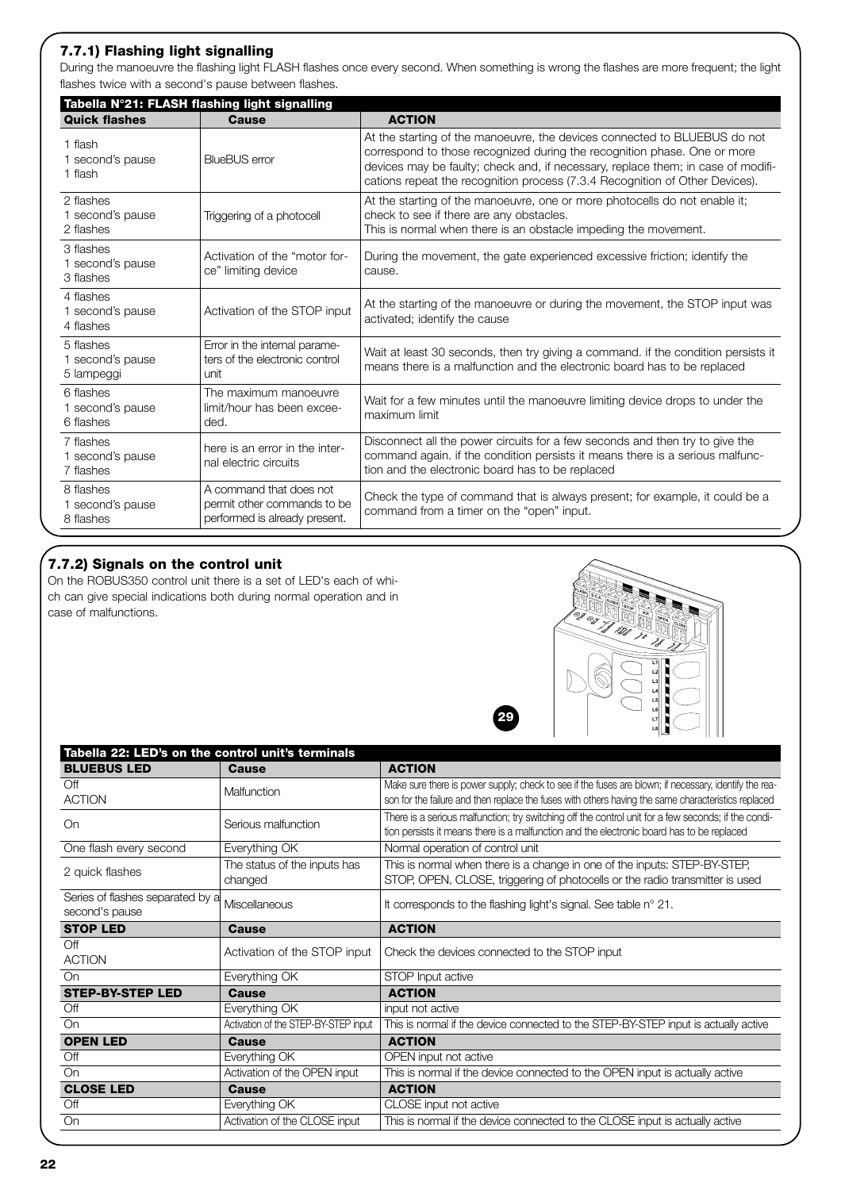### 7.7.1) Flashing light signalling

During the manoeuvre the flashing light FLASH flashes once every second. When something is wrong the flashes are more frequent; the light flashes twice with a second's pause between flashes.

**Tabella N°21: FLASH flashing light signalling**

| Quick flashes | Cause | ACTION |
|---|---|---|
| 1 flash<br>1 second's pause<br>1 flash | BlueBUS error | At the starting of the manoeuvre, the devices connected to BLUEBUS do not correspond to those recognized during the recognition phase. One or more devices may be faulty; check and, if necessary, replace them; in case of modifications repeat the recognition process (7.3.4 Recognition of Other Devices). |
| 2 flashes<br>1 second's pause<br>2 flashes | Triggering of a photocell | At the starting of the manoeuvre, one or more photocells do not enable it; check to see if there are any obstacles.<br>This is normal when there is an obstacle impeding the movement. |
| 3 flashes<br>1 second's pause<br>3 flashes | Activation of the "motor force" limiting device | During the movement, the gate experienced excessive friction; identify the cause. |
| 4 flashes<br>1 second's pause<br>4 flashes | Activation of the STOP input | At the starting of the manoeuvre or during the movement, the STOP input was activated; identify the cause |
| 5 flashes<br>1 second's pause<br>5 lampeggi | Error in the internal parameters of the electronic control unit | Wait at least 30 seconds, then try giving a command. if the condition persists it means there is a malfunction and the electronic board has to be replaced |
| 6 flashes<br>1 second's pause<br>6 flashes | The maximum manoeuvre limit/hour has been exceeded. | Wait for a few minutes until the manoeuvre limiting device drops to under the maximum limit |
| 7 flashes<br>1 second's pause<br>7 flashes | here is an error in the internal electric circuits | Disconnect all the power circuits for a few seconds and then try to give the command again. if the condition persists it means there is a serious malfunction and the electronic board has to be replaced |
| 8 flashes<br>1 second's pause<br>8 flashes | A command that does not permit other commands to be performed is already present. | Check the type of command that is always present; for example, it could be a command from a timer on the "open" input. |

### 7.7.2) Signals on the control unit

On the ROBUS350 control unit there is a set of LED's each of which can give special indications both during normal operation and in case of malfunctions.

29

**Tabella 22: LED's on the control unit's terminals**

| BLUEBUS LED | Cause | ACTION |
|---|---|---|
| Off<br>ACTION | Malfunction | Make sure there is power supply; check to see if the fuses are blown; if necessary, identify the reason for the failure and then replace the fuses with others having the same characteristics replaced |
| On | Serious malfunction | There is a serious malfunction; try switching off the control unit for a few seconds; if the condition persists it means there is a malfunction and the electronic board has to be replaced |
| One flash every second | Everything OK | Normal operation of control unit |
| 2 quick flashes | The status of the inputs has changed | This is normal when there is a change in one of the inputs: STEP-BY-STEP, STOP, OPEN, CLOSE, triggering of photocells or the radio transmitter is used |
| Series of flashes separated by a second's pause | Miscellaneous | It corresponds to the flashing light's signal. See table n° 21. |
| **STOP LED** | **Cause** | **ACTION** |
| Off<br>ACTION | Activation of the STOP input | Check the devices connected to the STOP input |
| On | Everything OK | STOP Input active |
| **STEP-BY-STEP LED** | **Cause** | **ACTION** |
| Off | Everything OK | input not active |
| On | Activation of the STEP-BY-STEP input | This is normal if the device connected to the STEP-BY-STEP input is actually active |
| **OPEN LED** | **Cause** | **ACTION** |
| Off | Everything OK | OPEN input not active |
| On | Activation of the OPEN input | This is normal if the device connected to the OPEN input is actually active |
| **CLOSE LED** | **Cause** | **ACTION** |
| Off | Everything OK | CLOSE input not active |
| On | Activation of the CLOSE input | This is normal if the device connected to the CLOSE input is actually active |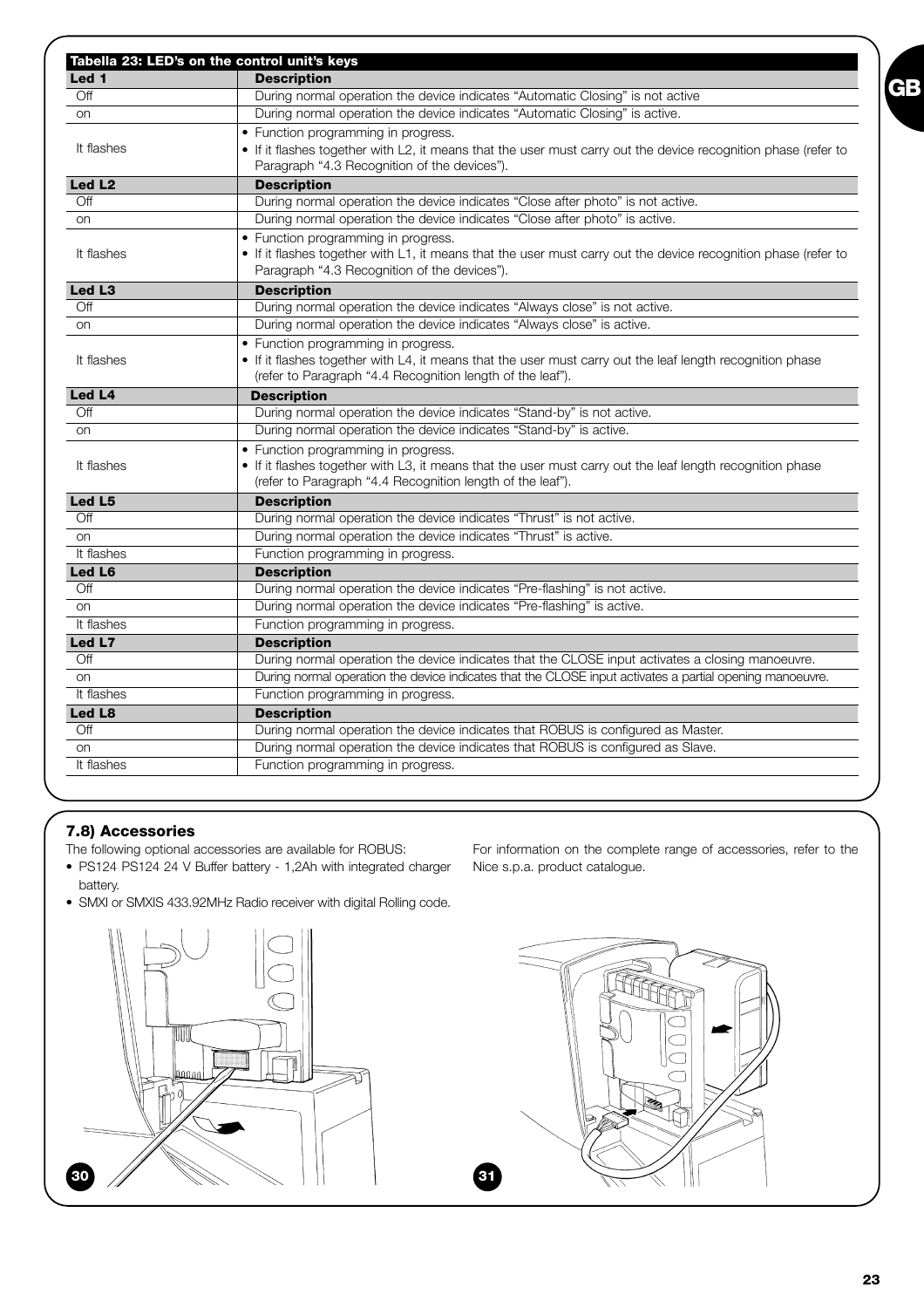| Tabella 23: LED's on the control unit's keys | |
|---|---|
| **Led 1** | **Description** |
| Off | During normal operation the device indicates "Automatic Closing" is not active |
| on | During normal operation the device indicates "Automatic Closing" is active. |
| It flashes | • Function programming in progress.<br>• If it flashes together with L2, it means that the user must carry out the device recognition phase (refer to Paragraph "4.3 Recognition of the devices"). |
| **Led L2** | **Description** |
| Off | During normal operation the device indicates "Close after photo" is not active. |
| on | During normal operation the device indicates "Close after photo" is active. |
| It flashes | • Function programming in progress.<br>• If it flashes together with L1, it means that the user must carry out the device recognition phase (refer to Paragraph "4.3 Recognition of the devices"). |
| **Led L3** | **Description** |
| Off | During normal operation the device indicates "Always close" is not active. |
| on | During normal operation the device indicates "Always close" is active. |
| It flashes | • Function programming in progress.<br>• If it flashes together with L4, it means that the user must carry out the leaf length recognition phase (refer to Paragraph "4.4 Recognition length of the leaf"). |
| **Led L4** | **Description** |
| Off | During normal operation the device indicates "Stand-by" is not active. |
| on | During normal operation the device indicates "Stand-by" is active. |
| It flashes | • Function programming in progress.<br>• If it flashes together with L3, it means that the user must carry out the leaf length recognition phase (refer to Paragraph "4.4 Recognition length of the leaf"). |
| **Led L5** | **Description** |
| Off | During normal operation the device indicates "Thrust" is not active. |
| on | During normal operation the device indicates "Thrust" is active. |
| It flashes | Function programming in progress. |
| **Led L6** | **Description** |
| Off | During normal operation the device indicates "Pre-flashing" is not active. |
| on | During normal operation the device indicates "Pre-flashing" is active. |
| It flashes | Function programming in progress. |
| **Led L7** | **Description** |
| Off | During normal operation the device indicates that the CLOSE input activates a closing manoeuvre. |
| on | During normal operation the device indicates that the CLOSE input activates a partial opening manoeuvre. |
| It flashes | Function programming in progress. |
| **Led L8** | **Description** |
| Off | During normal operation the device indicates that ROBUS is configured as Master. |
| on | During normal operation the device indicates that ROBUS is configured as Slave. |
| It flashes | Function programming in progress. |

### 7.8) Accessories

The following optional accessories are available for ROBUS:

- PS124 PS124 24 V Buffer battery - 1,2Ah with integrated charger battery.
- SMXI or SMXIS 433.92MHz Radio receiver with digital Rolling code.

For information on the complete range of accessories, refer to the Nice s.p.a. product catalogue.

30

31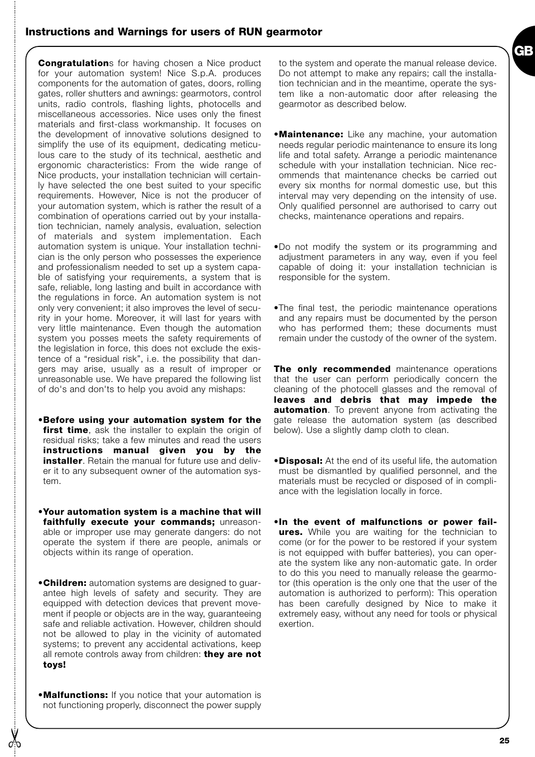## Instructions and Warnings for users of RUN gearmotor

**Congratulation**s for having chosen a Nice product for your automation system! Nice S.p.A. produces components for the automation of gates, doors, rolling gates, roller shutters and awnings: gearmotors, control units, radio controls, flashing lights, photocells and miscellaneous accessories. Nice uses only the finest materials and first-class workmanship. It focuses on the development of innovative solutions designed to simplify the use of its equipment, dedicating meticulous care to the study of its technical, aesthetic and ergonomic characteristics: From the wide range of Nice products, your installation technician will certainly have selected the one best suited to your specific requirements. However, Nice is not the producer of your automation system, which is rather the result of a combination of operations carried out by your installation technician, namely analysis, evaluation, selection of materials and system implementation. Each automation system is unique. Your installation technician is the only person who possesses the experience and professionalism needed to set up a system capable of satisfying your requirements, a system that is safe, reliable, long lasting and built in accordance with the regulations in force. An automation system is not only very convenient; it also improves the level of security in your home. Moreover, it will last for years with very little maintenance. Even though the automation system you posses meets the safety requirements of the legislation in force, this does not exclude the existence of a "residual risk", i.e. the possibility that dangers may arise, usually as a result of improper or unreasonable use. We have prepared the following list of do's and don'ts to help you avoid any mishaps:

- **Before using your automation system for the first time**, ask the installer to explain the origin of residual risks; take a few minutes and read the users **instructions manual given you by the installer**. Retain the manual for future use and deliver it to any subsequent owner of the automation system.

- **Your automation system is a machine that will faithfully execute your commands;** unreasonable or improper use may generate dangers: do not operate the system if there are people, animals or objects within its range of operation.

- **Children:** automation systems are designed to guarantee high levels of safety and security. They are equipped with detection devices that prevent movement if people or objects are in the way, guaranteeing safe and reliable activation. However, children should not be allowed to play in the vicinity of automated systems; to prevent any accidental activations, keep all remote controls away from children: **they are not toys!**

- **Malfunctions:** If you notice that your automation is not functioning properly, disconnect the power supply to the system and operate the manual release device. Do not attempt to make any repairs; call the installation technician and in the meantime, operate the system like a non-automatic door after releasing the gearmotor as described below.

- **Maintenance:** Like any machine, your automation needs regular periodic maintenance to ensure its long life and total safety. Arrange a periodic maintenance schedule with your installation technician. Nice recommends that maintenance checks be carried out every six months for normal domestic use, but this interval may very depending on the intensity of use. Only qualified personnel are authorised to carry out checks, maintenance operations and repairs.

- Do not modify the system or its programming and adjustment parameters in any way, even if you feel capable of doing it: your installation technician is responsible for the system.

- The final test, the periodic maintenance operations and any repairs must be documented by the person who has performed them; these documents must remain under the custody of the owner of the system.

**The only recommended** maintenance operations that the user can perform periodically concern the cleaning of the photocell glasses and the removal of **leaves and debris that may impede the automation**. To prevent anyone from activating the gate release the automation system (as described below). Use a slightly damp cloth to clean.

- **Disposal:** At the end of its useful life, the automation must be dismantled by qualified personnel, and the materials must be recycled or disposed of in compliance with the legislation locally in force.

- **In the event of malfunctions or power failures.** While you are waiting for the technician to come (or for the power to be restored if your system is not equipped with buffer batteries), you can operate the system like any non-automatic gate. In order to do this you need to manually release the gearmotor (this operation is the only one that the user of the automation is authorized to perform): This operation has been carefully designed by Nice to make it extremely easy, without any need for tools or physical exertion.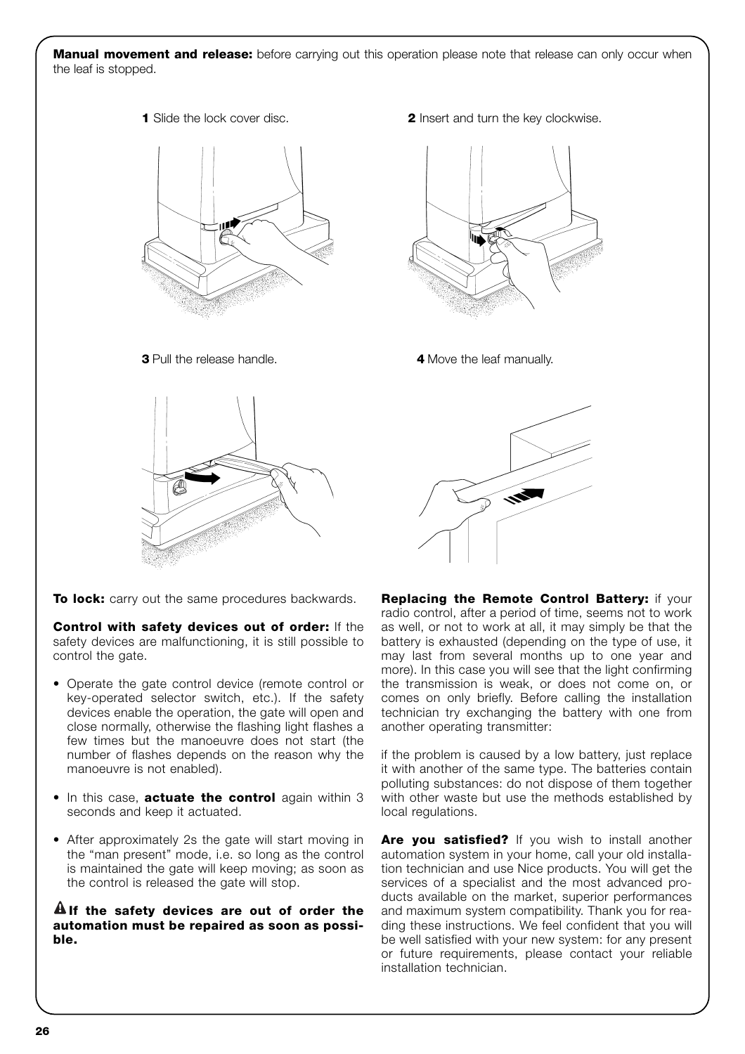**Manual movement and release:** before carrying out this operation please note that release can only occur when the leaf is stopped.

**1** Slide the lock cover disc.

**2** Insert and turn the key clockwise.

**3** Pull the release handle.

**4** Move the leaf manually.

**To lock:** carry out the same procedures backwards.

**Control with safety devices out of order:** If the safety devices are malfunctioning, it is still possible to control the gate.

- Operate the gate control device (remote control or key-operated selector switch, etc.). If the safety devices enable the operation, the gate will open and close normally, otherwise the flashing light flashes a few times but the manoeuvre does not start (the number of flashes depends on the reason why the manoeuvre is not enabled).
- In this case, **actuate the control** again within 3 seconds and keep it actuated.
- After approximately 2s the gate will start moving in the "man present" mode, i.e. so long as the control is maintained the gate will keep moving; as soon as the control is released the gate will stop.

**⚠ If the safety devices are out of order the automation must be repaired as soon as possible.**

**Replacing the Remote Control Battery:** if your radio control, after a period of time, seems not to work as well, or not to work at all, it may simply be that the battery is exhausted (depending on the type of use, it may last from several months up to one year and more). In this case you will see that the light confirming the transmission is weak, or does not come on, or comes on only briefly. Before calling the installation technician try exchanging the battery with one from another operating transmitter:

if the problem is caused by a low battery, just replace it with another of the same type. The batteries contain polluting substances: do not dispose of them together with other waste but use the methods established by local regulations.

**Are you satisfied?** If you wish to install another automation system in your home, call your old installation technician and use Nice products. You will get the services of a specialist and the most advanced products available on the market, superior performances and maximum system compatibility. Thank you for reading these instructions. We feel confident that you will be well satisfied with your new system: for any present or future requirements, please contact your reliable installation technician.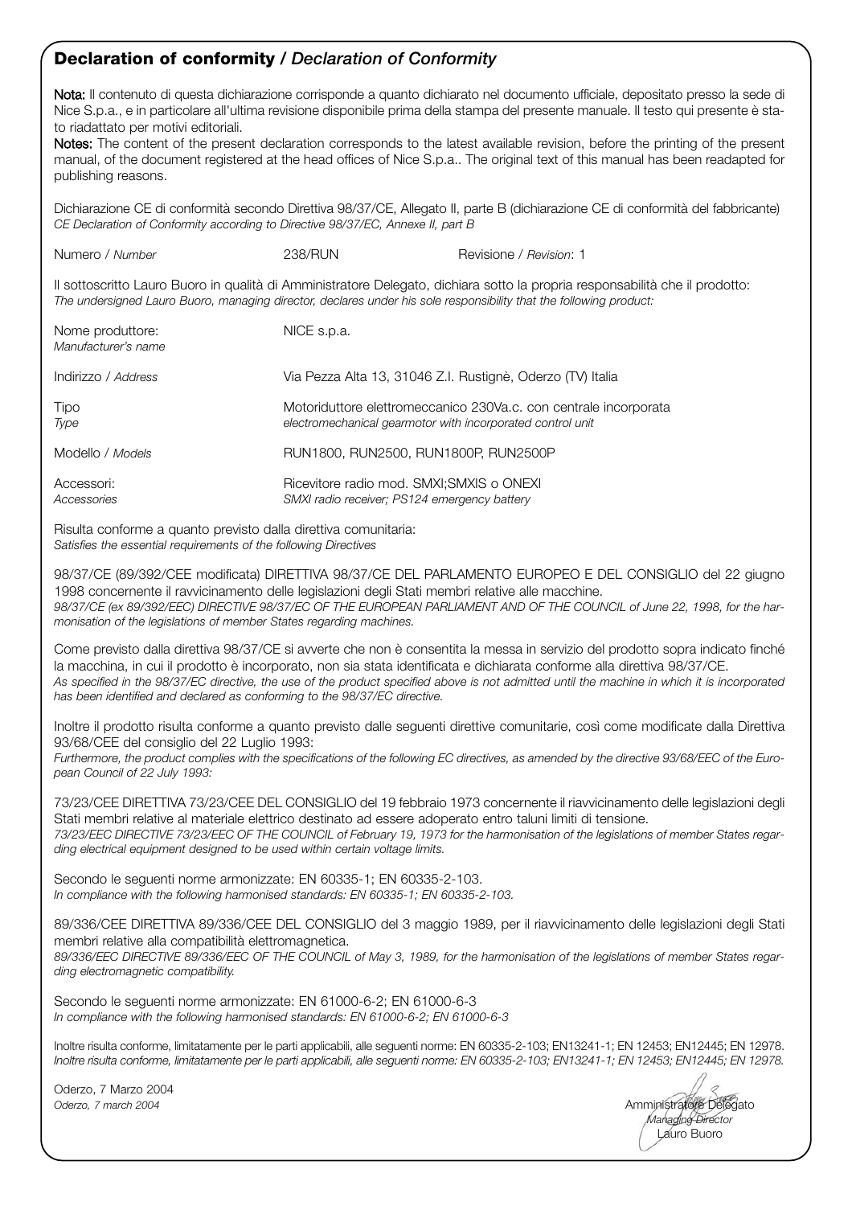## Declaration of conformity / *Declaration of Conformity*

**Nota:** Il contenuto di questa dichiarazione corrisponde a quanto dichiarato nel documento ufficiale, depositato presso la sede di Nice S.p.a., e in particolare all'ultima revisione disponibile prima della stampa del presente manuale. Il testo qui presente è stato riadattato per motivi editoriali.
**Notes:** The content of the present declaration corresponds to the latest available revision, before the printing of the present manual, of the document registered at the head offices of Nice S.p.a.. The original text of this manual has been readapted for publishing reasons.

Dichiarazione CE di conformità secondo Direttiva 98/37/CE, Allegato II, parte B (dichiarazione CE di conformità del fabbricante)
*CE Declaration of Conformity according to Directive 98/37/EC, Annexe II, part B*

Numero / *Number* 238/RUN Revisione / *Revision*: 1

Il sottoscritto Lauro Buoro in qualità di Amministratore Delegato, dichiara sotto la propria responsabilità che il prodotto:
*The undersigned Lauro Buoro, managing director, declares under his sole responsibility that the following product:*

| | |
|---|---|
| Nome produttore: *Manufacturer's name* | NICE s.p.a. |
| Indirizzo / *Address* | Via Pezza Alta 13, 31046 Z.I. Rustignè, Oderzo (TV) Italia |
| Tipo *Type* | Motoriduttore elettromeccanico 230Va.c. con centrale incorporata *electromechanical gearmotor with incorporated control unit* |
| Modello / *Models* | RUN1800, RUN2500, RUN1800P, RUN2500P |
| Accessori: *Accessories* | Ricevitore radio mod. SMXI;SMXIS o ONEXI *SMXI radio receiver; PS124 emergency battery* |

Risulta conforme a quanto previsto dalla direttiva comunitaria:
*Satisfies the essential requirements of the following Directives*

98/37/CE (89/392/CEE modificata) DIRETTIVA 98/37/CE DEL PARLAMENTO EUROPEO E DEL CONSIGLIO del 22 giugno 1998 concernente il ravvicinamento delle legislazioni degli Stati membri relative alle macchine.
*98/37/CE (ex 89/392/EEC) DIRECTIVE 98/37/EC OF THE EUROPEAN PARLIAMENT AND OF THE COUNCIL of June 22, 1998, for the harmonisation of the legislations of member States regarding machines.*

Come previsto dalla direttiva 98/37/CE si avverte che non è consentita la messa in servizio del prodotto sopra indicato finché la macchina, in cui il prodotto è incorporato, non sia stata identificata e dichiarata conforme alla direttiva 98/37/CE.
*As specified in the 98/37/EC directive, the use of the product specified above is not admitted until the machine in which it is incorporated has been identified and declared as conforming to the 98/37/EC directive.*

Inoltre il prodotto risulta conforme a quanto previsto dalle seguenti direttive comunitarie, così come modificate dalla Direttiva 93/68/CEE del consiglio del 22 Luglio 1993:
*Furthermore, the product complies with the specifications of the following EC directives, as amended by the directive 93/68/EEC of the European Council of 22 July 1993:*

73/23/CEE DIRETTIVA 73/23/CEE DEL CONSIGLIO del 19 febbraio 1973 concernente il ravvicinamento delle legislazioni degli Stati membri relative al materiale elettrico destinato ad essere adoperato entro taluni limiti di tensione.
*73/23/EEC DIRECTIVE 73/23/EEC OF THE COUNCIL of February 19, 1973 for the harmonisation of the legislations of member States regarding electrical equipment designed to be used within certain voltage limits.*

Secondo le seguenti norme armonizzate: EN 60335-1; EN 60335-2-103.
*In compliance with the following harmonised standards: EN 60335-1; EN 60335-2-103.*

89/336/CEE DIRETTIVA 89/336/CEE DEL CONSIGLIO del 3 maggio 1989, per il ravvicinamento delle legislazioni degli Stati membri relative alla compatibilità elettromagnetica.
*89/336/EEC DIRECTIVE 89/336/EEC OF THE COUNCIL of May 3, 1989, for the harmonisation of the legislations of member States regarding electromagnetic compatibility.*

Secondo le seguenti norme armonizzate: EN 61000-6-2; EN 61000-6-3
*In compliance with the following harmonised standards: EN 61000-6-2; EN 61000-6-3*

Inoltre risulta conforme, limitatamente per le parti applicabili, alle seguenti norme: EN 60335-2-103; EN13241-1; EN 12453; EN12445; EN 12978.
*Inoltre risulta conforme, limitatamente per le parti applicabili, alle seguenti norme: EN 60335-2-103; EN13241-1; EN 12453; EN12445; EN 12978.*

Oderzo, 7 Marzo 2004
*Oderzo, 7 march 2004*

Amministratore Delegato
*Managing Director*
Lauro Buoro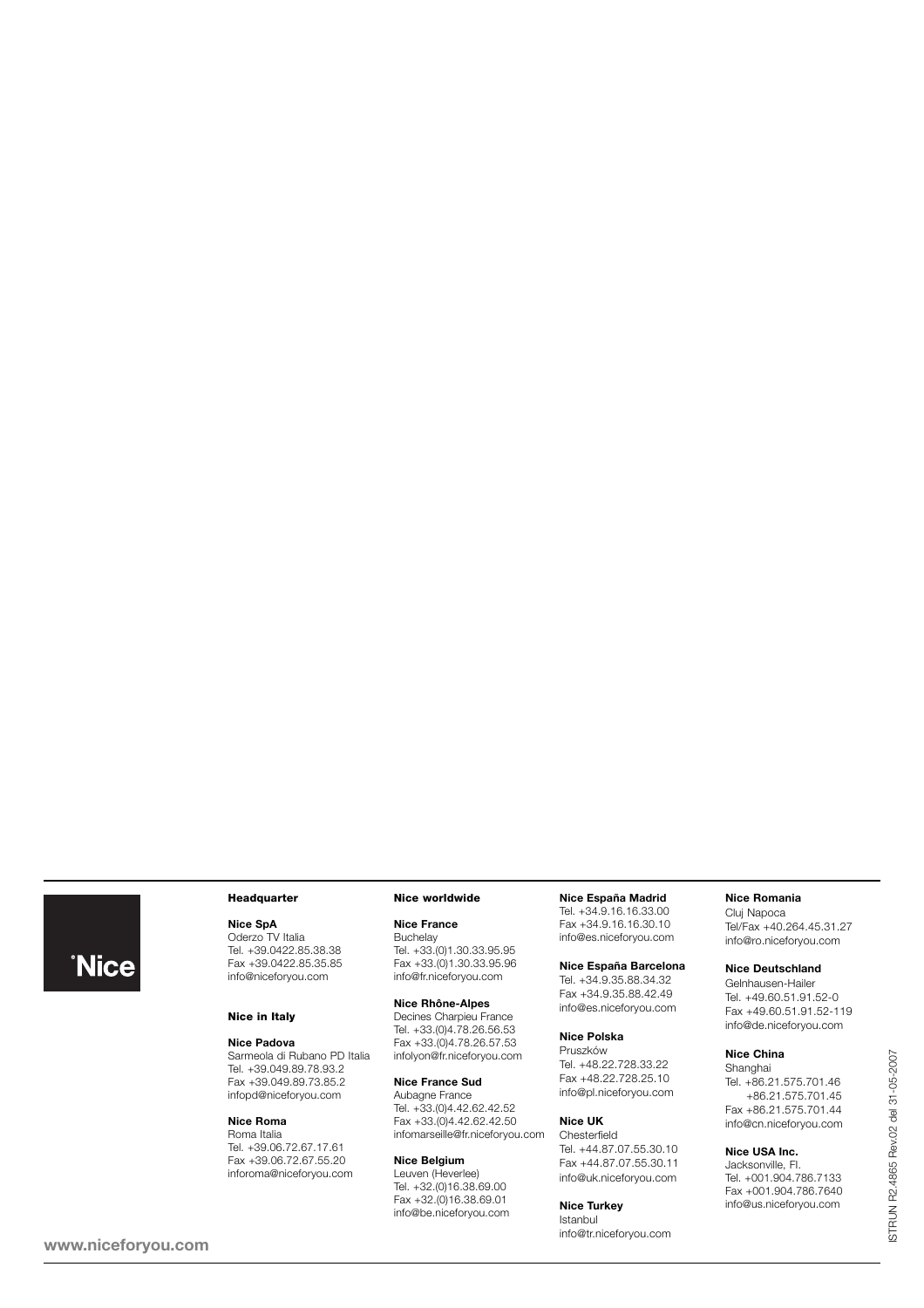Nice

**Headquarter**

**Nice SpA**
Oderzo TV Italia
Tel. +39.0422.85.38.38
Fax +39.0422.85.35.85
info@niceforyou.com

**Nice in Italy**

**Nice Padova**
Sarmeola di Rubano PD Italia
Tel. +39.049.89.78.93.2
Fax +39.049.89.73.85.2
infopd@niceforyou.com

**Nice Roma**
Roma Italia
Tel. +39.06.72.67.17.61
Fax +39.06.72.67.55.20
inforoma@niceforyou.com

**Nice worldwide**

**Nice France**
Buchelay
Tel. +33.(0)1.30.33.95.95
Fax +33.(0)1.30.33.95.96
info@fr.niceforyou.com

**Nice Rhône-Alpes**
Decines Charpieu France
Tel. +33.(0)4.78.26.56.53
Fax +33.(0)4.78.26.57.53
infolyon@fr.niceforyou.com

**Nice France Sud**
Aubagne France
Tel. +33.(0)4.42.62.42.52
Fax +33.(0)4.42.62.42.50
infomarseille@fr.niceforyou.com

**Nice Belgium**
Leuven (Heverlee)
Tel. +32.(0)16.38.69.00
Fax +32.(0)16.38.69.01
info@be.niceforyou.com

**Nice España Madrid**
Tel. +34.9.16.16.33.00
Fax +34.9.16.16.30.10
info@es.niceforyou.com

**Nice España Barcelona**
Tel. +34.9.35.88.34.32
Fax +34.9.35.88.42.49
info@es.niceforyou.com

**Nice Polska**
Pruszków
Tel. +48.22.728.33.22
Fax +48.22.728.25.10
info@pl.niceforyou.com

**Nice UK**
Chesterfield
Tel. +44.87.07.55.30.10
Fax +44.87.07.55.30.11
info@uk.niceforyou.com

**Nice Turkey**
Istanbul
info@tr.niceforyou.com

**Nice Romania**
Cluj Napoca
Tel/Fax +40.264.45.31.27
info@ro.niceforyou.com

**Nice Deutschland**
Gelnhausen-Hailer
Tel. +49.60.51.91.52-0
Fax +49.60.51.91.52-119
info@de.niceforyou.com

**Nice China**
Shanghai
Tel. +86.21.575.701.46
+86.21.575.701.45
Fax +86.21.575.701.44
info@cn.niceforyou.com

**Nice USA Inc.**
Jacksonville, Fl.
Tel. +001.904.786.7133
Fax +001.904.786.7640
info@us.niceforyou.com

**www.niceforyou.com**

ISTRUN R2.4865 Rev.02 del 31-05-2007